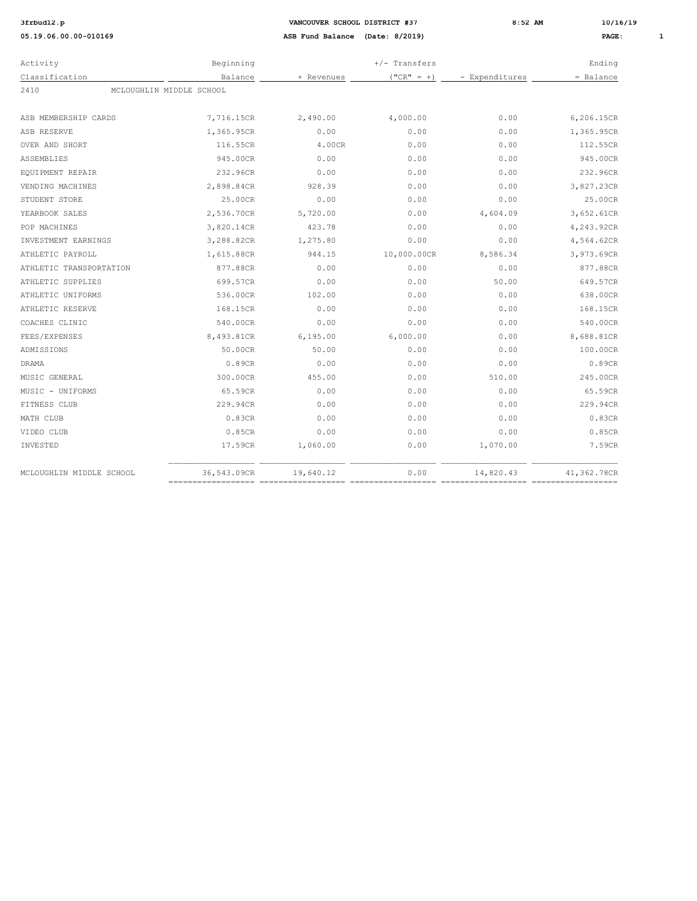**3frbud12.p** **VANCOUVER SCHOOL DISTRICT #37** **8:52 AM** **10/16/19**

**05.19.06.00.00-010169** **ASB Fund Balance (Date: 8/2019)**

| Activity Classification | Beginning Balance | + Revenues | +/- Transfers ("CR" = +) | - Expenditures | Ending = Balance |
|---|---|---|---|---|---|
| 2410 MCLOUGHLIN MIDDLE SCHOOL | | | | | |
| ASB MEMBERSHIP CARDS | 7,716.15CR | 2,490.00 | 4,000.00 | 0.00 | 6,206.15CR |
| ASB RESERVE | 1,365.95CR | 0.00 | 0.00 | 0.00 | 1,365.95CR |
| OVER AND SHORT | 116.55CR | 4.00CR | 0.00 | 0.00 | 112.55CR |
| ASSEMBLIES | 945.00CR | 0.00 | 0.00 | 0.00 | 945.00CR |
| EQUIPMENT REPAIR | 232.96CR | 0.00 | 0.00 | 0.00 | 232.96CR |
| VENDING MACHINES | 2,898.84CR | 928.39 | 0.00 | 0.00 | 3,827.23CR |
| STUDENT STORE | 25.00CR | 0.00 | 0.00 | 0.00 | 25.00CR |
| YEARBOOK SALES | 2,536.70CR | 5,720.00 | 0.00 | 4,604.09 | 3,652.61CR |
| POP MACHINES | 3,820.14CR | 423.78 | 0.00 | 0.00 | 4,243.92CR |
| INVESTMENT EARNINGS | 3,288.82CR | 1,275.80 | 0.00 | 0.00 | 4,564.62CR |
| ATHLETIC PAYROLL | 1,615.88CR | 944.15 | 10,000.00CR | 8,586.34 | 3,973.69CR |
| ATHLETIC TRANSPORTATION | 877.88CR | 0.00 | 0.00 | 0.00 | 877.88CR |
| ATHLETIC SUPPLIES | 699.57CR | 0.00 | 0.00 | 50.00 | 649.57CR |
| ATHLETIC UNIFORMS | 536.00CR | 102.00 | 0.00 | 0.00 | 638.00CR |
| ATHLETIC RESERVE | 168.15CR | 0.00 | 0.00 | 0.00 | 168.15CR |
| COACHES CLINIC | 540.00CR | 0.00 | 0.00 | 0.00 | 540.00CR |
| FEES/EXPENSES | 8,493.81CR | 6,195.00 | 6,000.00 | 0.00 | 8,688.81CR |
| ADMISSIONS | 50.00CR | 50.00 | 0.00 | 0.00 | 100.00CR |
| DRAMA | 0.89CR | 0.00 | 0.00 | 0.00 | 0.89CR |
| MUSIC GENERAL | 300.00CR | 455.00 | 0.00 | 510.00 | 245.00CR |
| MUSIC - UNIFORMS | 65.59CR | 0.00 | 0.00 | 0.00 | 65.59CR |
| FITNESS CLUB | 229.94CR | 0.00 | 0.00 | 0.00 | 229.94CR |
| MATH CLUB | 0.83CR | 0.00 | 0.00 | 0.00 | 0.83CR |
| VIDEO CLUB | 0.85CR | 0.00 | 0.00 | 0.00 | 0.85CR |
| INVESTED | 17.59CR | 1,060.00 | 0.00 | 1,070.00 | 7.59CR |
| MCLOUGHLIN MIDDLE SCHOOL | 36,543.09CR | 19,640.12 | 0.00 | 14,820.43 | 41,362.78CR |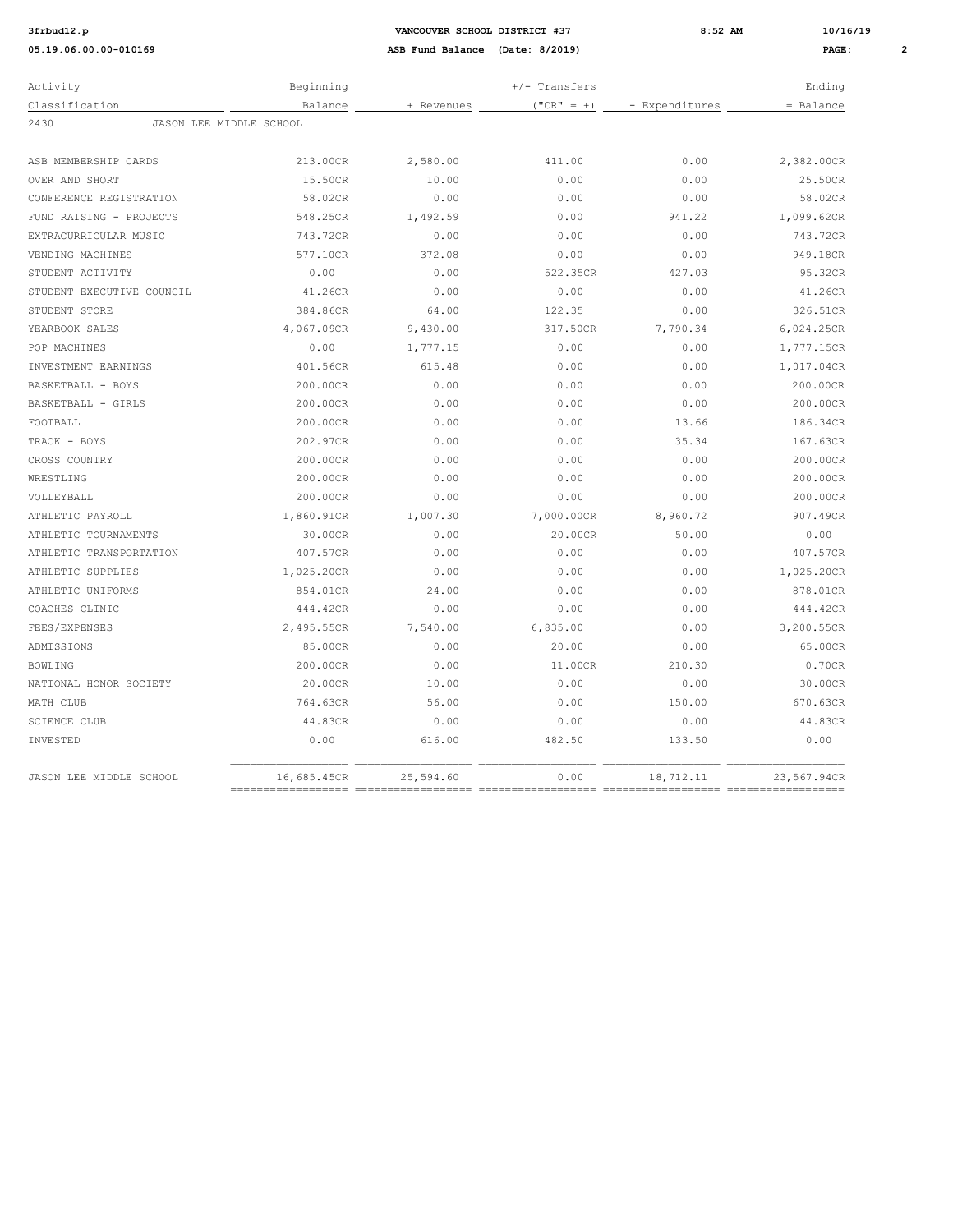VANCOUVER SCHOOL DISTRICT #37

ASB Fund Balance (Date: 8/2019)

| Activity Classification | Beginning Balance | + Revenues | +/- Transfers ("CR" = +) | - Expenditures | Ending = Balance |
|---|---|---|---|---|---|
| 2430 JASON LEE MIDDLE SCHOOL | | | | | |
| ASB MEMBERSHIP CARDS | 213.00CR | 2,580.00 | 411.00 | 0.00 | 2,382.00CR |
| OVER AND SHORT | 15.50CR | 10.00 | 0.00 | 0.00 | 25.50CR |
| CONFERENCE REGISTRATION | 58.02CR | 0.00 | 0.00 | 0.00 | 58.02CR |
| FUND RAISING - PROJECTS | 548.25CR | 1,492.59 | 0.00 | 941.22 | 1,099.62CR |
| EXTRACURRICULAR MUSIC | 743.72CR | 0.00 | 0.00 | 0.00 | 743.72CR |
| VENDING MACHINES | 577.10CR | 372.08 | 0.00 | 0.00 | 949.18CR |
| STUDENT ACTIVITY | 0.00 | 0.00 | 522.35CR | 427.03 | 95.32CR |
| STUDENT EXECUTIVE COUNCIL | 41.26CR | 0.00 | 0.00 | 0.00 | 41.26CR |
| STUDENT STORE | 384.86CR | 64.00 | 122.35 | 0.00 | 326.51CR |
| YEARBOOK SALES | 4,067.09CR | 9,430.00 | 317.50CR | 7,790.34 | 6,024.25CR |
| POP MACHINES | 0.00 | 1,777.15 | 0.00 | 0.00 | 1,777.15CR |
| INVESTMENT EARNINGS | 401.56CR | 615.48 | 0.00 | 0.00 | 1,017.04CR |
| BASKETBALL - BOYS | 200.00CR | 0.00 | 0.00 | 0.00 | 200.00CR |
| BASKETBALL - GIRLS | 200.00CR | 0.00 | 0.00 | 0.00 | 200.00CR |
| FOOTBALL | 200.00CR | 0.00 | 0.00 | 13.66 | 186.34CR |
| TRACK - BOYS | 202.97CR | 0.00 | 0.00 | 35.34 | 167.63CR |
| CROSS COUNTRY | 200.00CR | 0.00 | 0.00 | 0.00 | 200.00CR |
| WRESTLING | 200.00CR | 0.00 | 0.00 | 0.00 | 200.00CR |
| VOLLEYBALL | 200.00CR | 0.00 | 0.00 | 0.00 | 200.00CR |
| ATHLETIC PAYROLL | 1,860.91CR | 1,007.30 | 7,000.00CR | 8,960.72 | 907.49CR |
| ATHLETIC TOURNAMENTS | 30.00CR | 0.00 | 20.00CR | 50.00 | 0.00 |
| ATHLETIC TRANSPORTATION | 407.57CR | 0.00 | 0.00 | 0.00 | 407.57CR |
| ATHLETIC SUPPLIES | 1,025.20CR | 0.00 | 0.00 | 0.00 | 1,025.20CR |
| ATHLETIC UNIFORMS | 854.01CR | 24.00 | 0.00 | 0.00 | 878.01CR |
| COACHES CLINIC | 444.42CR | 0.00 | 0.00 | 0.00 | 444.42CR |
| FEES/EXPENSES | 2,495.55CR | 7,540.00 | 6,835.00 | 0.00 | 3,200.55CR |
| ADMISSIONS | 85.00CR | 0.00 | 20.00 | 0.00 | 65.00CR |
| BOWLING | 200.00CR | 0.00 | 11.00CR | 210.30 | 0.70CR |
| NATIONAL HONOR SOCIETY | 20.00CR | 10.00 | 0.00 | 0.00 | 30.00CR |
| MATH CLUB | 764.63CR | 56.00 | 0.00 | 150.00 | 670.63CR |
| SCIENCE CLUB | 44.83CR | 0.00 | 0.00 | 0.00 | 44.83CR |
| INVESTED | 0.00 | 616.00 | 482.50 | 133.50 | 0.00 |
| JASON LEE MIDDLE SCHOOL | 16,685.45CR | 25,594.60 | 0.00 | 18,712.11 | 23,567.94CR |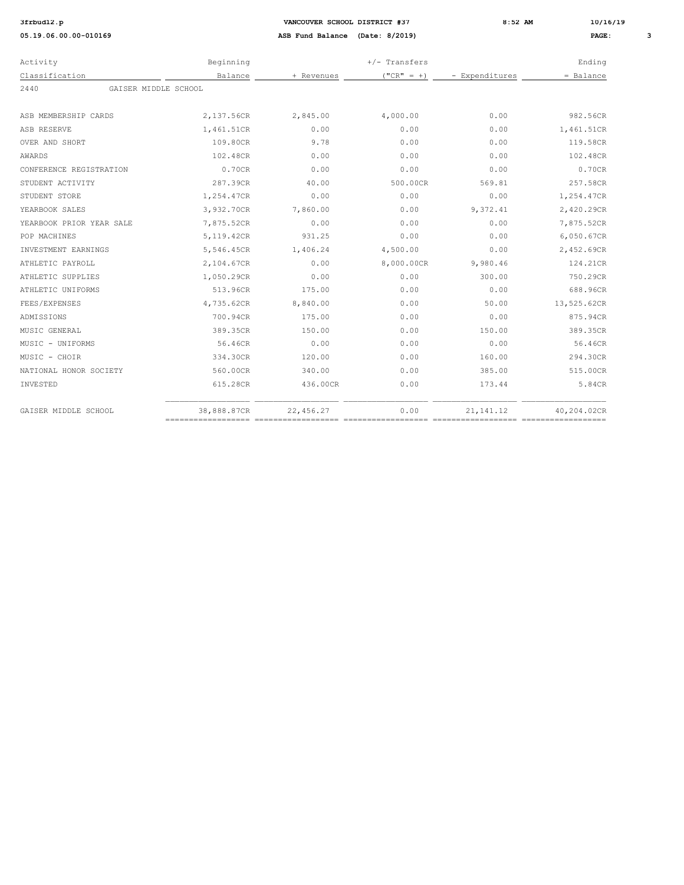**VANCOUVER SCHOOL DISTRICT #37**

**ASB Fund Balance (Date: 8/2019)**

| Activity Classification | Beginning Balance | + Revenues | +/- Transfers ("CR" = +) | - Expenditures | Ending = Balance |
|---|---|---|---|---|---|
| 2440 GAISER MIDDLE SCHOOL | | | | | |
| ASB MEMBERSHIP CARDS | 2,137.56CR | 2,845.00 | 4,000.00 | 0.00 | 982.56CR |
| ASB RESERVE | 1,461.51CR | 0.00 | 0.00 | 0.00 | 1,461.51CR |
| OVER AND SHORT | 109.80CR | 9.78 | 0.00 | 0.00 | 119.58CR |
| AWARDS | 102.48CR | 0.00 | 0.00 | 0.00 | 102.48CR |
| CONFERENCE REGISTRATION | 0.70CR | 0.00 | 0.00 | 0.00 | 0.70CR |
| STUDENT ACTIVITY | 287.39CR | 40.00 | 500.00CR | 569.81 | 257.58CR |
| STUDENT STORE | 1,254.47CR | 0.00 | 0.00 | 0.00 | 1,254.47CR |
| YEARBOOK SALES | 3,932.70CR | 7,860.00 | 0.00 | 9,372.41 | 2,420.29CR |
| YEARBOOK PRIOR YEAR SALE | 7,875.52CR | 0.00 | 0.00 | 0.00 | 7,875.52CR |
| POP MACHINES | 5,119.42CR | 931.25 | 0.00 | 0.00 | 6,050.67CR |
| INVESTMENT EARNINGS | 5,546.45CR | 1,406.24 | 4,500.00 | 0.00 | 2,452.69CR |
| ATHLETIC PAYROLL | 2,104.67CR | 0.00 | 8,000.00CR | 9,980.46 | 124.21CR |
| ATHLETIC SUPPLIES | 1,050.29CR | 0.00 | 0.00 | 300.00 | 750.29CR |
| ATHLETIC UNIFORMS | 513.96CR | 175.00 | 0.00 | 0.00 | 688.96CR |
| FEES/EXPENSES | 4,735.62CR | 8,840.00 | 0.00 | 50.00 | 13,525.62CR |
| ADMISSIONS | 700.94CR | 175.00 | 0.00 | 0.00 | 875.94CR |
| MUSIC GENERAL | 389.35CR | 150.00 | 0.00 | 150.00 | 389.35CR |
| MUSIC - UNIFORMS | 56.46CR | 0.00 | 0.00 | 0.00 | 56.46CR |
| MUSIC - CHOIR | 334.30CR | 120.00 | 0.00 | 160.00 | 294.30CR |
| NATIONAL HONOR SOCIETY | 560.00CR | 340.00 | 0.00 | 385.00 | 515.00CR |
| INVESTED | 615.28CR | 436.00CR | 0.00 | 173.44 | 5.84CR |
| GAISER MIDDLE SCHOOL | 38,888.87CR | 22,456.27 | 0.00 | 21,141.12 | 40,204.02CR |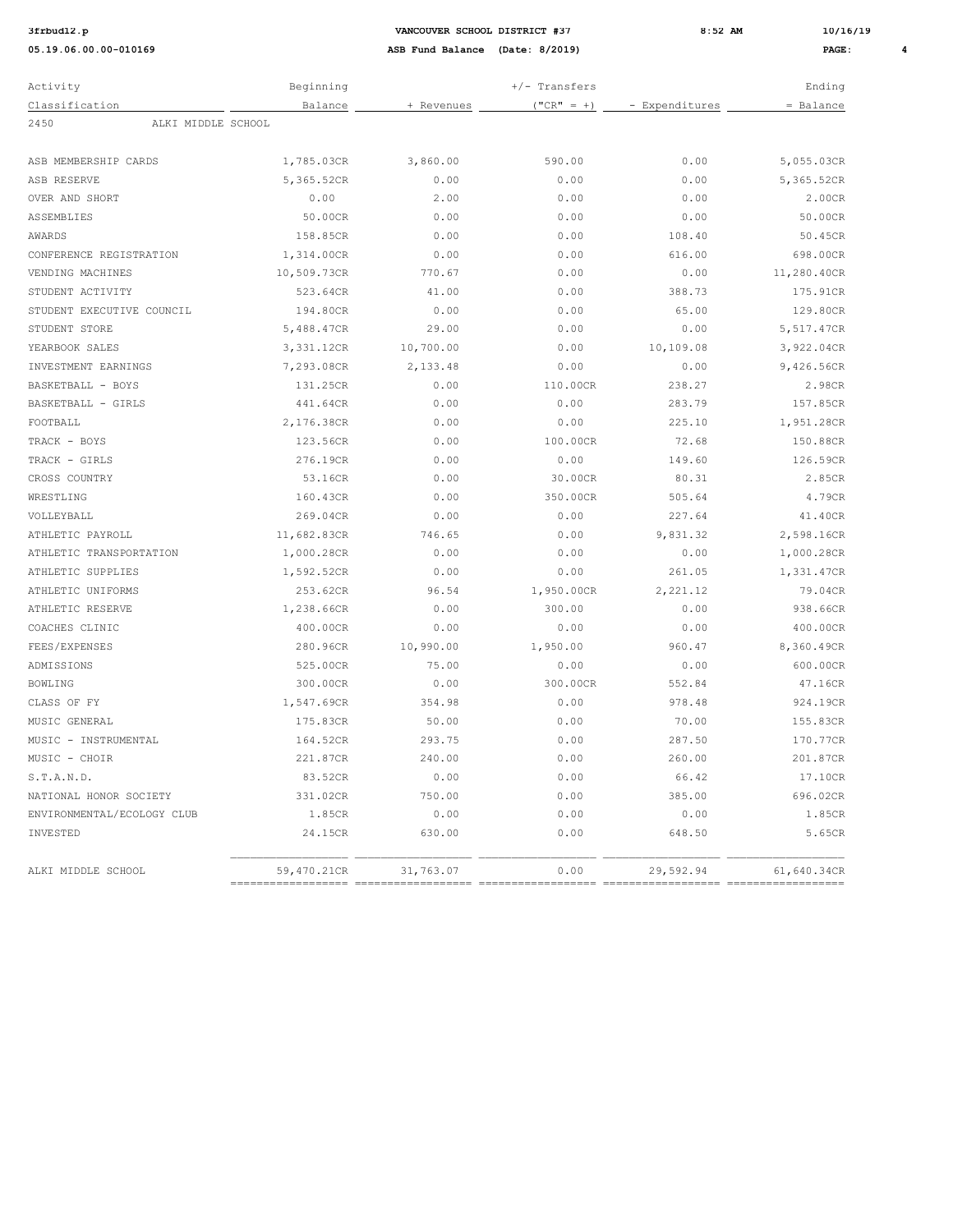**VANCOUVER SCHOOL DISTRICT #37**

**ASB Fund Balance (Date: 8/2019)**

| Activity Classification | Beginning Balance | + Revenues | +/- Transfers ("CR" = +) | - Expenditures | Ending = Balance |
|---|---|---|---|---|---|
| **2450 ALKI MIDDLE SCHOOL** | | | | | |
| ASB MEMBERSHIP CARDS | 1,785.03CR | 3,860.00 | 590.00 | 0.00 | 5,055.03CR |
| ASB RESERVE | 5,365.52CR | 0.00 | 0.00 | 0.00 | 5,365.52CR |
| OVER AND SHORT | 0.00 | 2.00 | 0.00 | 0.00 | 2.00CR |
| ASSEMBLIES | 50.00CR | 0.00 | 0.00 | 0.00 | 50.00CR |
| AWARDS | 158.85CR | 0.00 | 0.00 | 108.40 | 50.45CR |
| CONFERENCE REGISTRATION | 1,314.00CR | 0.00 | 0.00 | 616.00 | 698.00CR |
| VENDING MACHINES | 10,509.73CR | 770.67 | 0.00 | 0.00 | 11,280.40CR |
| STUDENT ACTIVITY | 523.64CR | 41.00 | 0.00 | 388.73 | 175.91CR |
| STUDENT EXECUTIVE COUNCIL | 194.80CR | 0.00 | 0.00 | 65.00 | 129.80CR |
| STUDENT STORE | 5,488.47CR | 29.00 | 0.00 | 0.00 | 5,517.47CR |
| YEARBOOK SALES | 3,331.12CR | 10,700.00 | 0.00 | 10,109.08 | 3,922.04CR |
| INVESTMENT EARNINGS | 7,293.08CR | 2,133.48 | 0.00 | 0.00 | 9,426.56CR |
| BASKETBALL - BOYS | 131.25CR | 0.00 | 110.00CR | 238.27 | 2.98CR |
| BASKETBALL - GIRLS | 441.64CR | 0.00 | 0.00 | 283.79 | 157.85CR |
| FOOTBALL | 2,176.38CR | 0.00 | 0.00 | 225.10 | 1,951.28CR |
| TRACK - BOYS | 123.56CR | 0.00 | 100.00CR | 72.68 | 150.88CR |
| TRACK - GIRLS | 276.19CR | 0.00 | 0.00 | 149.60 | 126.59CR |
| CROSS COUNTRY | 53.16CR | 0.00 | 30.00CR | 80.31 | 2.85CR |
| WRESTLING | 160.43CR | 0.00 | 350.00CR | 505.64 | 4.79CR |
| VOLLEYBALL | 269.04CR | 0.00 | 0.00 | 227.64 | 41.40CR |
| ATHLETIC PAYROLL | 11,682.83CR | 746.65 | 0.00 | 9,831.32 | 2,598.16CR |
| ATHLETIC TRANSPORTATION | 1,000.28CR | 0.00 | 0.00 | 0.00 | 1,000.28CR |
| ATHLETIC SUPPLIES | 1,592.52CR | 0.00 | 0.00 | 261.05 | 1,331.47CR |
| ATHLETIC UNIFORMS | 253.62CR | 96.54 | 1,950.00CR | 2,221.12 | 79.04CR |
| ATHLETIC RESERVE | 1,238.66CR | 0.00 | 300.00 | 0.00 | 938.66CR |
| COACHES CLINIC | 400.00CR | 0.00 | 0.00 | 0.00 | 400.00CR |
| FEES/EXPENSES | 280.96CR | 10,990.00 | 1,950.00 | 960.47 | 8,360.49CR |
| ADMISSIONS | 525.00CR | 75.00 | 0.00 | 0.00 | 600.00CR |
| BOWLING | 300.00CR | 0.00 | 300.00CR | 552.84 | 47.16CR |
| CLASS OF FY | 1,547.69CR | 354.98 | 0.00 | 978.48 | 924.19CR |
| MUSIC GENERAL | 175.83CR | 50.00 | 0.00 | 70.00 | 155.83CR |
| MUSIC - INSTRUMENTAL | 164.52CR | 293.75 | 0.00 | 287.50 | 170.77CR |
| MUSIC - CHOIR | 221.87CR | 240.00 | 0.00 | 260.00 | 201.87CR |
| S.T.A.N.D. | 83.52CR | 0.00 | 0.00 | 66.42 | 17.10CR |
| NATIONAL HONOR SOCIETY | 331.02CR | 750.00 | 0.00 | 385.00 | 696.02CR |
| ENVIRONMENTAL/ECOLOGY CLUB | 1.85CR | 0.00 | 0.00 | 0.00 | 1.85CR |
| INVESTED | 24.15CR | 630.00 | 0.00 | 648.50 | 5.65CR |
| ALKI MIDDLE SCHOOL | 59,470.21CR | 31,763.07 | 0.00 | 29,592.94 | 61,640.34CR |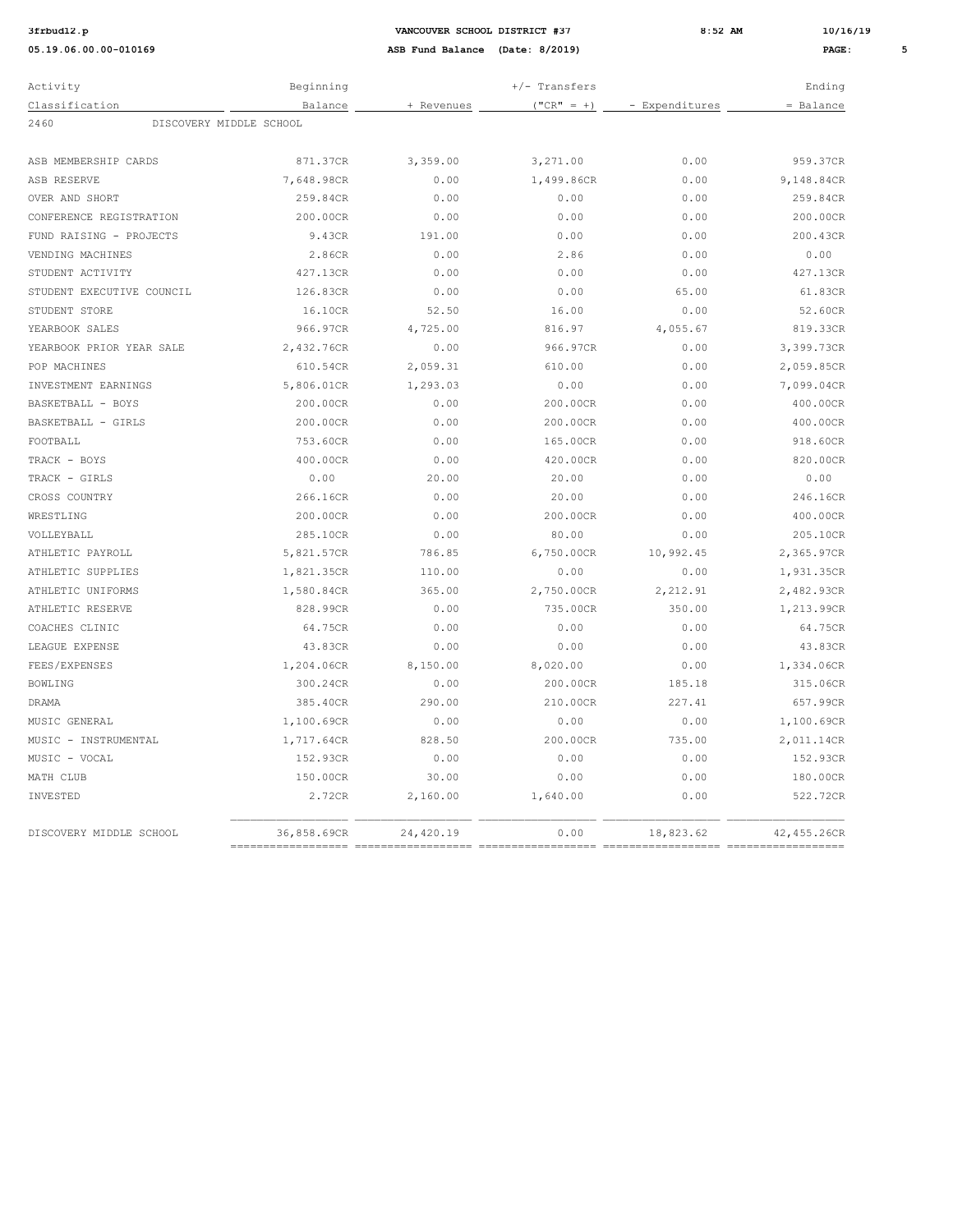**VANCOUVER SCHOOL DISTRICT #37**

**ASB Fund Balance (Date: 8/2019)**

| Activity Classification | Beginning Balance | + Revenues | +/- Transfers ("CR" = +) | - Expenditures | Ending = Balance |
|---|---|---|---|---|---|
| 2460 DISCOVERY MIDDLE SCHOOL | | | | | |
| ASB MEMBERSHIP CARDS | 871.37CR | 3,359.00 | 3,271.00 | 0.00 | 959.37CR |
| ASB RESERVE | 7,648.98CR | 0.00 | 1,499.86CR | 0.00 | 9,148.84CR |
| OVER AND SHORT | 259.84CR | 0.00 | 0.00 | 0.00 | 259.84CR |
| CONFERENCE REGISTRATION | 200.00CR | 0.00 | 0.00 | 0.00 | 200.00CR |
| FUND RAISING - PROJECTS | 9.43CR | 191.00 | 0.00 | 0.00 | 200.43CR |
| VENDING MACHINES | 2.86CR | 0.00 | 2.86 | 0.00 | 0.00 |
| STUDENT ACTIVITY | 427.13CR | 0.00 | 0.00 | 0.00 | 427.13CR |
| STUDENT EXECUTIVE COUNCIL | 126.83CR | 0.00 | 0.00 | 65.00 | 61.83CR |
| STUDENT STORE | 16.10CR | 52.50 | 16.00 | 0.00 | 52.60CR |
| YEARBOOK SALES | 966.97CR | 4,725.00 | 816.97 | 4,055.67 | 819.33CR |
| YEARBOOK PRIOR YEAR SALE | 2,432.76CR | 0.00 | 966.97CR | 0.00 | 3,399.73CR |
| POP MACHINES | 610.54CR | 2,059.31 | 610.00 | 0.00 | 2,059.85CR |
| INVESTMENT EARNINGS | 5,806.01CR | 1,293.03 | 0.00 | 0.00 | 7,099.04CR |
| BASKETBALL - BOYS | 200.00CR | 0.00 | 200.00CR | 0.00 | 400.00CR |
| BASKETBALL - GIRLS | 200.00CR | 0.00 | 200.00CR | 0.00 | 400.00CR |
| FOOTBALL | 753.60CR | 0.00 | 165.00CR | 0.00 | 918.60CR |
| TRACK - BOYS | 400.00CR | 0.00 | 420.00CR | 0.00 | 820.00CR |
| TRACK - GIRLS | 0.00 | 20.00 | 20.00 | 0.00 | 0.00 |
| CROSS COUNTRY | 266.16CR | 0.00 | 20.00 | 0.00 | 246.16CR |
| WRESTLING | 200.00CR | 0.00 | 200.00CR | 0.00 | 400.00CR |
| VOLLEYBALL | 285.10CR | 0.00 | 80.00 | 0.00 | 205.10CR |
| ATHLETIC PAYROLL | 5,821.57CR | 786.85 | 6,750.00CR | 10,992.45 | 2,365.97CR |
| ATHLETIC SUPPLIES | 1,821.35CR | 110.00 | 0.00 | 0.00 | 1,931.35CR |
| ATHLETIC UNIFORMS | 1,580.84CR | 365.00 | 2,750.00CR | 2,212.91 | 2,482.93CR |
| ATHLETIC RESERVE | 828.99CR | 0.00 | 735.00CR | 350.00 | 1,213.99CR |
| COACHES CLINIC | 64.75CR | 0.00 | 0.00 | 0.00 | 64.75CR |
| LEAGUE EXPENSE | 43.83CR | 0.00 | 0.00 | 0.00 | 43.83CR |
| FEES/EXPENSES | 1,204.06CR | 8,150.00 | 8,020.00 | 0.00 | 1,334.06CR |
| BOWLING | 300.24CR | 0.00 | 200.00CR | 185.18 | 315.06CR |
| DRAMA | 385.40CR | 290.00 | 210.00CR | 227.41 | 657.99CR |
| MUSIC GENERAL | 1,100.69CR | 0.00 | 0.00 | 0.00 | 1,100.69CR |
| MUSIC - INSTRUMENTAL | 1,717.64CR | 828.50 | 200.00CR | 735.00 | 2,011.14CR |
| MUSIC - VOCAL | 152.93CR | 0.00 | 0.00 | 0.00 | 152.93CR |
| MATH CLUB | 150.00CR | 30.00 | 0.00 | 0.00 | 180.00CR |
| INVESTED | 2.72CR | 2,160.00 | 1,640.00 | 0.00 | 522.72CR |
| DISCOVERY MIDDLE SCHOOL | 36,858.69CR | 24,420.19 | 0.00 | 18,823.62 | 42,455.26CR |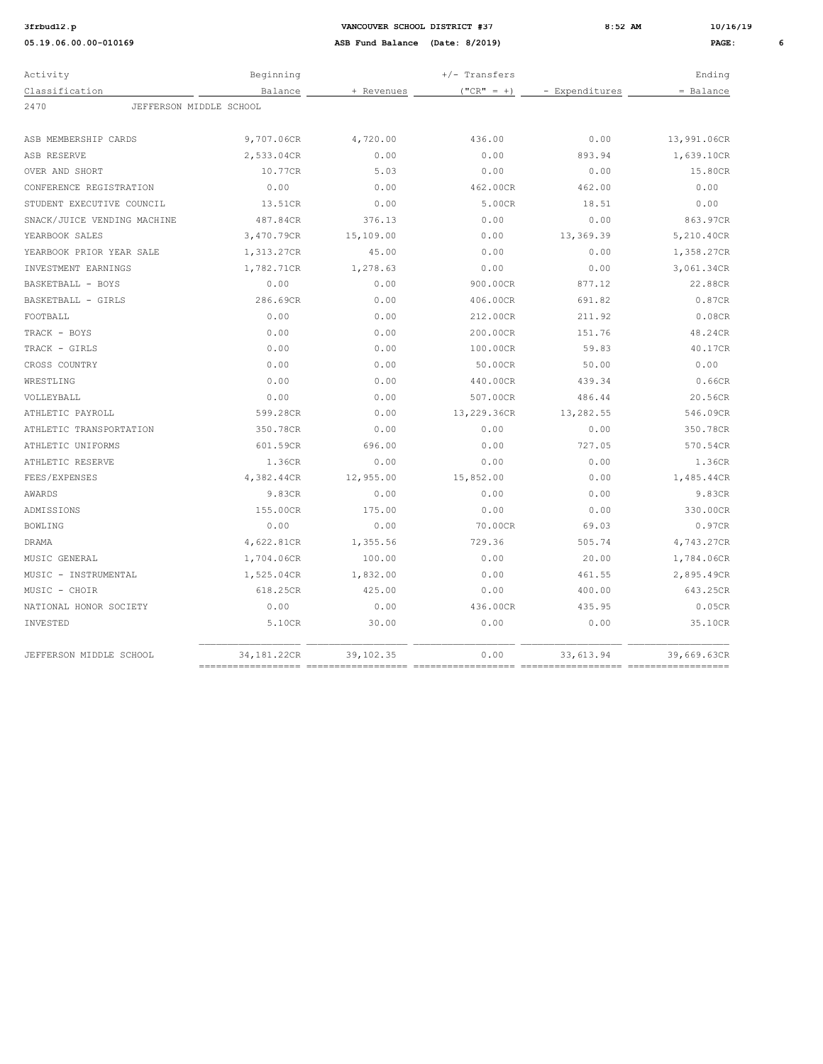**VANCOUVER SCHOOL DISTRICT #37**

**ASB Fund Balance (Date: 8/2019)**

| Activity Classification | Beginning Balance | + Revenues | +/- Transfers ("CR" = +) | - Expenditures | Ending = Balance |
|---|---|---|---|---|---|
| 2470 JEFFERSON MIDDLE SCHOOL | | | | | |
| ASB MEMBERSHIP CARDS | 9,707.06CR | 4,720.00 | 436.00 | 0.00 | 13,991.06CR |
| ASB RESERVE | 2,533.04CR | 0.00 | 0.00 | 893.94 | 1,639.10CR |
| OVER AND SHORT | 10.77CR | 5.03 | 0.00 | 0.00 | 15.80CR |
| CONFERENCE REGISTRATION | 0.00 | 0.00 | 462.00CR | 462.00 | 0.00 |
| STUDENT EXECUTIVE COUNCIL | 13.51CR | 0.00 | 5.00CR | 18.51 | 0.00 |
| SNACK/JUICE VENDING MACHINE | 487.84CR | 376.13 | 0.00 | 0.00 | 863.97CR |
| YEARBOOK SALES | 3,470.79CR | 15,109.00 | 0.00 | 13,369.39 | 5,210.40CR |
| YEARBOOK PRIOR YEAR SALE | 1,313.27CR | 45.00 | 0.00 | 0.00 | 1,358.27CR |
| INVESTMENT EARNINGS | 1,782.71CR | 1,278.63 | 0.00 | 0.00 | 3,061.34CR |
| BASKETBALL - BOYS | 0.00 | 0.00 | 900.00CR | 877.12 | 22.88CR |
| BASKETBALL - GIRLS | 286.69CR | 0.00 | 406.00CR | 691.82 | 0.87CR |
| FOOTBALL | 0.00 | 0.00 | 212.00CR | 211.92 | 0.08CR |
| TRACK - BOYS | 0.00 | 0.00 | 200.00CR | 151.76 | 48.24CR |
| TRACK - GIRLS | 0.00 | 0.00 | 100.00CR | 59.83 | 40.17CR |
| CROSS COUNTRY | 0.00 | 0.00 | 50.00CR | 50.00 | 0.00 |
| WRESTLING | 0.00 | 0.00 | 440.00CR | 439.34 | 0.66CR |
| VOLLEYBALL | 0.00 | 0.00 | 507.00CR | 486.44 | 20.56CR |
| ATHLETIC PAYROLL | 599.28CR | 0.00 | 13,229.36CR | 13,282.55 | 546.09CR |
| ATHLETIC TRANSPORTATION | 350.78CR | 0.00 | 0.00 | 0.00 | 350.78CR |
| ATHLETIC UNIFORMS | 601.59CR | 696.00 | 0.00 | 727.05 | 570.54CR |
| ATHLETIC RESERVE | 1.36CR | 0.00 | 0.00 | 0.00 | 1.36CR |
| FEES/EXPENSES | 4,382.44CR | 12,955.00 | 15,852.00 | 0.00 | 1,485.44CR |
| AWARDS | 9.83CR | 0.00 | 0.00 | 0.00 | 9.83CR |
| ADMISSIONS | 155.00CR | 175.00 | 0.00 | 0.00 | 330.00CR |
| BOWLING | 0.00 | 0.00 | 70.00CR | 69.03 | 0.97CR |
| DRAMA | 4,622.81CR | 1,355.56 | 729.36 | 505.74 | 4,743.27CR |
| MUSIC GENERAL | 1,704.06CR | 100.00 | 0.00 | 20.00 | 1,784.06CR |
| MUSIC - INSTRUMENTAL | 1,525.04CR | 1,832.00 | 0.00 | 461.55 | 2,895.49CR |
| MUSIC - CHOIR | 618.25CR | 425.00 | 0.00 | 400.00 | 643.25CR |
| NATIONAL HONOR SOCIETY | 0.00 | 0.00 | 436.00CR | 435.95 | 0.05CR |
| INVESTED | 5.10CR | 30.00 | 0.00 | 0.00 | 35.10CR |
| JEFFERSON MIDDLE SCHOOL | 34,181.22CR | 39,102.35 | 0.00 | 33,613.94 | 39,669.63CR |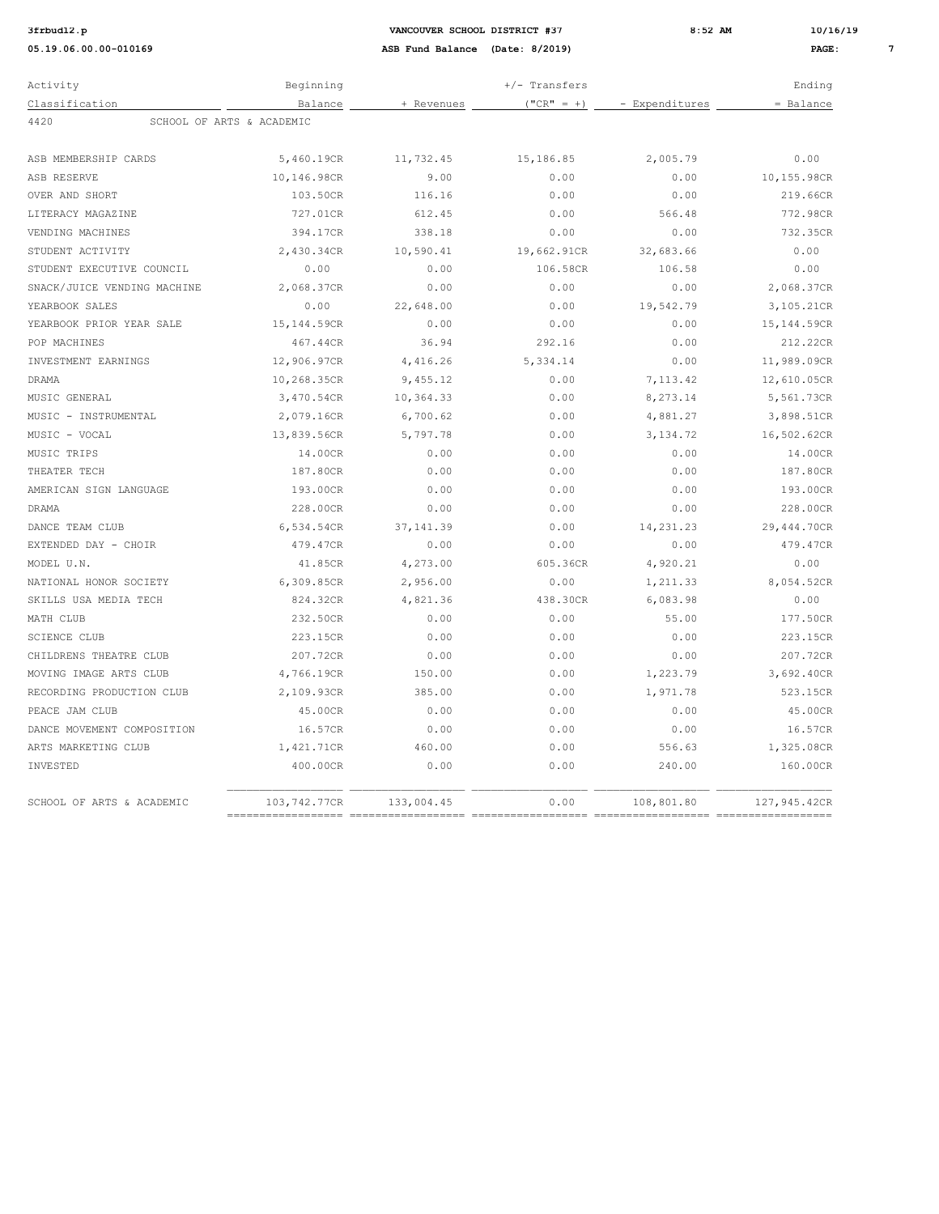| Activity Classification | Beginning Balance | + Revenues | +/- Transfers ("CR" = +) | - Expenditures | Ending = Balance |
|---|---|---|---|---|---|
| 4420 SCHOOL OF ARTS & ACADEMIC | | | | | |
| ASB MEMBERSHIP CARDS | 5,460.19CR | 11,732.45 | 15,186.85 | 2,005.79 | 0.00 |
| ASB RESERVE | 10,146.98CR | 9.00 | 0.00 | 0.00 | 10,155.98CR |
| OVER AND SHORT | 103.50CR | 116.16 | 0.00 | 0.00 | 219.66CR |
| LITERACY MAGAZINE | 727.01CR | 612.45 | 0.00 | 566.48 | 772.98CR |
| VENDING MACHINES | 394.17CR | 338.18 | 0.00 | 0.00 | 732.35CR |
| STUDENT ACTIVITY | 2,430.34CR | 10,590.41 | 19,662.91CR | 32,683.66 | 0.00 |
| STUDENT EXECUTIVE COUNCIL | 0.00 | 0.00 | 106.58CR | 106.58 | 0.00 |
| SNACK/JUICE VENDING MACHINE | 2,068.37CR | 0.00 | 0.00 | 0.00 | 2,068.37CR |
| YEARBOOK SALES | 0.00 | 22,648.00 | 0.00 | 19,542.79 | 3,105.21CR |
| YEARBOOK PRIOR YEAR SALE | 15,144.59CR | 0.00 | 0.00 | 0.00 | 15,144.59CR |
| POP MACHINES | 467.44CR | 36.94 | 292.16 | 0.00 | 212.22CR |
| INVESTMENT EARNINGS | 12,906.97CR | 4,416.26 | 5,334.14 | 0.00 | 11,989.09CR |
| DRAMA | 10,268.35CR | 9,455.12 | 0.00 | 7,113.42 | 12,610.05CR |
| MUSIC GENERAL | 3,470.54CR | 10,364.33 | 0.00 | 8,273.14 | 5,561.73CR |
| MUSIC - INSTRUMENTAL | 2,079.16CR | 6,700.62 | 0.00 | 4,881.27 | 3,898.51CR |
| MUSIC - VOCAL | 13,839.56CR | 5,797.78 | 0.00 | 3,134.72 | 16,502.62CR |
| MUSIC TRIPS | 14.00CR | 0.00 | 0.00 | 0.00 | 14.00CR |
| THEATER TECH | 187.80CR | 0.00 | 0.00 | 0.00 | 187.80CR |
| AMERICAN SIGN LANGUAGE | 193.00CR | 0.00 | 0.00 | 0.00 | 193.00CR |
| DRAMA | 228.00CR | 0.00 | 0.00 | 0.00 | 228.00CR |
| DANCE TEAM CLUB | 6,534.54CR | 37,141.39 | 0.00 | 14,231.23 | 29,444.70CR |
| EXTENDED DAY - CHOIR | 479.47CR | 0.00 | 0.00 | 0.00 | 479.47CR |
| MODEL U.N. | 41.85CR | 4,273.00 | 605.36CR | 4,920.21 | 0.00 |
| NATIONAL HONOR SOCIETY | 6,309.85CR | 2,956.00 | 0.00 | 1,211.33 | 8,054.52CR |
| SKILLS USA MEDIA TECH | 824.32CR | 4,821.36 | 438.30CR | 6,083.98 | 0.00 |
| MATH CLUB | 232.50CR | 0.00 | 0.00 | 55.00 | 177.50CR |
| SCIENCE CLUB | 223.15CR | 0.00 | 0.00 | 0.00 | 223.15CR |
| CHILDRENS THEATRE CLUB | 207.72CR | 0.00 | 0.00 | 0.00 | 207.72CR |
| MOVING IMAGE ARTS CLUB | 4,766.19CR | 150.00 | 0.00 | 1,223.79 | 3,692.40CR |
| RECORDING PRODUCTION CLUB | 2,109.93CR | 385.00 | 0.00 | 1,971.78 | 523.15CR |
| PEACE JAM CLUB | 45.00CR | 0.00 | 0.00 | 0.00 | 45.00CR |
| DANCE MOVEMENT COMPOSITION | 16.57CR | 0.00 | 0.00 | 0.00 | 16.57CR |
| ARTS MARKETING CLUB | 1,421.71CR | 460.00 | 0.00 | 556.63 | 1,325.08CR |
| INVESTED | 400.00CR | 0.00 | 0.00 | 240.00 | 160.00CR |
| SCHOOL OF ARTS & ACADEMIC | 103,742.77CR | 133,004.45 | 0.00 | 108,801.80 | 127,945.42CR |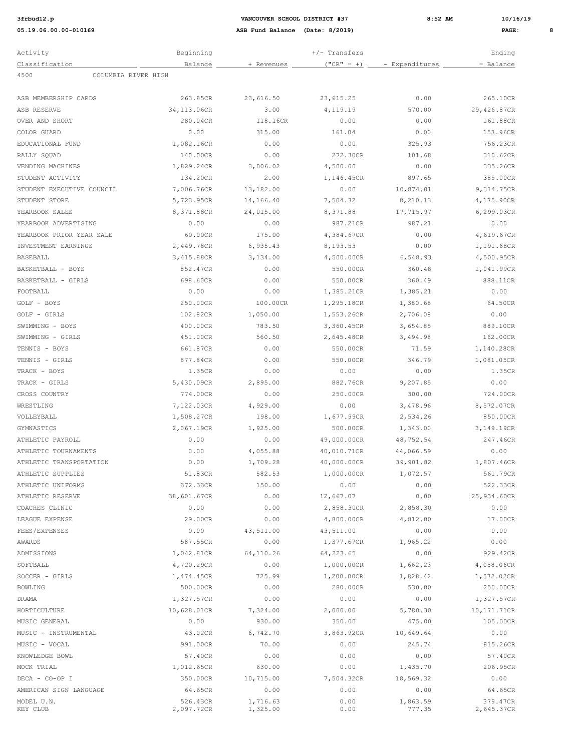| Activity Classification | Beginning Balance | + Revenues | +/- Transfers ("CR" = +) | - Expenditures | Ending = Balance |
|---|---|---|---|---|---|
| **4500 COLUMBIA RIVER HIGH** | | | | | |
| ASB MEMBERSHIP CARDS | 263.85CR | 23,616.50 | 23,615.25 | 0.00 | 265.10CR |
| ASB RESERVE | 34,113.06CR | 3.00 | 4,119.19 | 570.00 | 29,426.87CR |
| OVER AND SHORT | 280.04CR | 118.16CR | 0.00 | 0.00 | 161.88CR |
| COLOR GUARD | 0.00 | 315.00 | 161.04 | 0.00 | 153.96CR |
| EDUCATIONAL FUND | 1,082.16CR | 0.00 | 0.00 | 325.93 | 756.23CR |
| RALLY SQUAD | 140.00CR | 0.00 | 272.30CR | 101.68 | 310.62CR |
| VENDING MACHINES | 1,829.24CR | 3,006.02 | 4,500.00 | 0.00 | 335.26CR |
| STUDENT ACTIVITY | 134.20CR | 2.00 | 1,146.45CR | 897.65 | 385.00CR |
| STUDENT EXECUTIVE COUNCIL | 7,006.76CR | 13,182.00 | 0.00 | 10,874.01 | 9,314.75CR |
| STUDENT STORE | 5,723.95CR | 14,166.40 | 7,504.32 | 8,210.13 | 4,175.90CR |
| YEARBOOK SALES | 8,371.88CR | 24,015.00 | 8,371.88 | 17,715.97 | 6,299.03CR |
| YEARBOOK ADVERTISING | 0.00 | 0.00 | 987.21CR | 987.21 | 0.00 |
| YEARBOOK PRIOR YEAR SALE | 60.00CR | 175.00 | 4,384.67CR | 0.00 | 4,619.67CR |
| INVESTMENT EARNINGS | 2,449.78CR | 6,935.43 | 8,193.53 | 0.00 | 1,191.68CR |
| BASEBALL | 3,415.88CR | 3,134.00 | 4,500.00CR | 6,548.93 | 4,500.95CR |
| BASKETBALL - BOYS | 852.47CR | 0.00 | 550.00CR | 360.48 | 1,041.99CR |
| BASKETBALL - GIRLS | 698.60CR | 0.00 | 550.00CR | 360.49 | 888.11CR |
| FOOTBALL | 0.00 | 0.00 | 1,385.21CR | 1,385.21 | 0.00 |
| GOLF - BOYS | 250.00CR | 100.00CR | 1,295.18CR | 1,380.68 | 64.50CR |
| GOLF - GIRLS | 102.82CR | 1,050.00 | 1,553.26CR | 2,706.08 | 0.00 |
| SWIMMING - BOYS | 400.00CR | 783.50 | 3,360.45CR | 3,654.85 | 889.10CR |
| SWIMMING - GIRLS | 451.00CR | 560.50 | 2,645.48CR | 3,494.98 | 162.00CR |
| TENNIS - BOYS | 661.87CR | 0.00 | 550.00CR | 71.59 | 1,140.28CR |
| TENNIS - GIRLS | 877.84CR | 0.00 | 550.00CR | 346.79 | 1,081.05CR |
| TRACK - BOYS | 1.35CR | 0.00 | 0.00 | 0.00 | 1.35CR |
| TRACK - GIRLS | 5,430.09CR | 2,895.00 | 882.76CR | 9,207.85 | 0.00 |
| CROSS COUNTRY | 774.00CR | 0.00 | 250.00CR | 300.00 | 724.00CR |
| WRESTLING | 7,122.03CR | 4,929.00 | 0.00 | 3,478.96 | 8,572.07CR |
| VOLLEYBALL | 1,508.27CR | 198.00 | 1,677.99CR | 2,534.26 | 850.00CR |
| GYMNASTICS | 2,067.19CR | 1,925.00 | 500.00CR | 1,343.00 | 3,149.19CR |
| ATHLETIC PAYROLL | 0.00 | 0.00 | 49,000.00CR | 48,752.54 | 247.46CR |
| ATHLETIC TOURNAMENTS | 0.00 | 4,055.88 | 40,010.71CR | 44,066.59 | 0.00 |
| ATHLETIC TRANSPORTATION | 0.00 | 1,709.28 | 40,000.00CR | 39,901.82 | 1,807.46CR |
| ATHLETIC SUPPLIES | 51.83CR | 582.53 | 1,000.00CR | 1,072.57 | 561.79CR |
| ATHLETIC UNIFORMS | 372.33CR | 150.00 | 0.00 | 0.00 | 522.33CR |
| ATHLETIC RESERVE | 38,601.67CR | 0.00 | 12,667.07 | 0.00 | 25,934.60CR |
| COACHES CLINIC | 0.00 | 0.00 | 2,858.30CR | 2,858.30 | 0.00 |
| LEAGUE EXPENSE | 29.00CR | 0.00 | 4,800.00CR | 4,812.00 | 17.00CR |
| FEES/EXPENSES | 0.00 | 43,511.00 | 43,511.00 | 0.00 | 0.00 |
| AWARDS | 587.55CR | 0.00 | 1,377.67CR | 1,965.22 | 0.00 |
| ADMISSIONS | 1,042.81CR | 64,110.26 | 64,223.65 | 0.00 | 929.42CR |
| SOFTBALL | 4,720.29CR | 0.00 | 1,000.00CR | 1,662.23 | 4,058.06CR |
| SOCCER - GIRLS | 1,474.45CR | 725.99 | 1,200.00CR | 1,828.42 | 1,572.02CR |
| BOWLING | 500.00CR | 0.00 | 280.00CR | 530.00 | 250.00CR |
| DRAMA | 1,327.57CR | 0.00 | 0.00 | 0.00 | 1,327.57CR |
| HORTICULTURE | 10,628.01CR | 7,324.00 | 2,000.00 | 5,780.30 | 10,171.71CR |
| MUSIC GENERAL | 0.00 | 930.00 | 350.00 | 475.00 | 105.00CR |
| MUSIC - INSTRUMENTAL | 43.02CR | 6,742.70 | 3,863.92CR | 10,649.64 | 0.00 |
| MUSIC - VOCAL | 991.00CR | 70.00 | 0.00 | 245.74 | 815.26CR |
| KNOWLEDGE BOWL | 57.40CR | 0.00 | 0.00 | 0.00 | 57.40CR |
| MOCK TRIAL | 1,012.65CR | 630.00 | 0.00 | 1,435.70 | 206.95CR |
| DECA - CO-OP I | 350.00CR | 10,715.00 | 7,504.32CR | 18,569.32 | 0.00 |
| AMERICAN SIGN LANGUAGE | 64.65CR | 0.00 | 0.00 | 0.00 | 64.65CR |
| MODEL U.N. | 526.43CR | 1,716.63 | 0.00 | 1,863.59 | 379.47CR |
| KEY CLUB | 2,097.72CR | 1,325.00 | 0.00 | 777.35 | 2,645.37CR |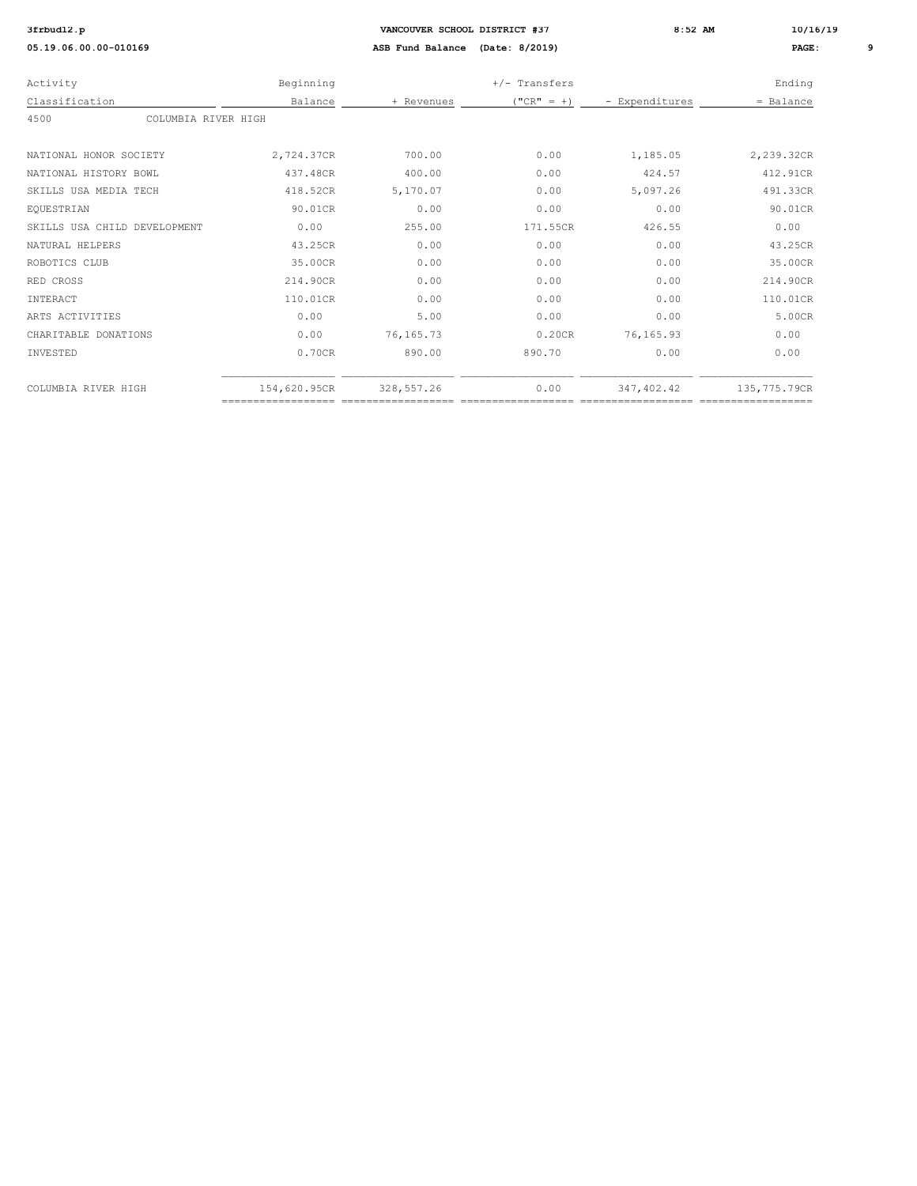| Activity Classification | Beginning Balance | + Revenues | +/- Transfers ("CR" = +) | - Expenditures | Ending = Balance |
|---|---|---|---|---|---|
| 4500 COLUMBIA RIVER HIGH | | | | | |
| NATIONAL HONOR SOCIETY | 2,724.37CR | 700.00 | 0.00 | 1,185.05 | 2,239.32CR |
| NATIONAL HISTORY BOWL | 437.48CR | 400.00 | 0.00 | 424.57 | 412.91CR |
| SKILLS USA MEDIA TECH | 418.52CR | 5,170.07 | 0.00 | 5,097.26 | 491.33CR |
| EQUESTRIAN | 90.01CR | 0.00 | 0.00 | 0.00 | 90.01CR |
| SKILLS USA CHILD DEVELOPMENT | 0.00 | 255.00 | 171.55CR | 426.55 | 0.00 |
| NATURAL HELPERS | 43.25CR | 0.00 | 0.00 | 0.00 | 43.25CR |
| ROBOTICS CLUB | 35.00CR | 0.00 | 0.00 | 0.00 | 35.00CR |
| RED CROSS | 214.90CR | 0.00 | 0.00 | 0.00 | 214.90CR |
| INTERACT | 110.01CR | 0.00 | 0.00 | 0.00 | 110.01CR |
| ARTS ACTIVITIES | 0.00 | 5.00 | 0.00 | 0.00 | 5.00CR |
| CHARITABLE DONATIONS | 0.00 | 76,165.73 | 0.20CR | 76,165.93 | 0.00 |
| INVESTED | 0.70CR | 890.00 | 890.70 | 0.00 | 0.00 |
| COLUMBIA RIVER HIGH | 154,620.95CR | 328,557.26 | 0.00 | 347,402.42 | 135,775.79CR |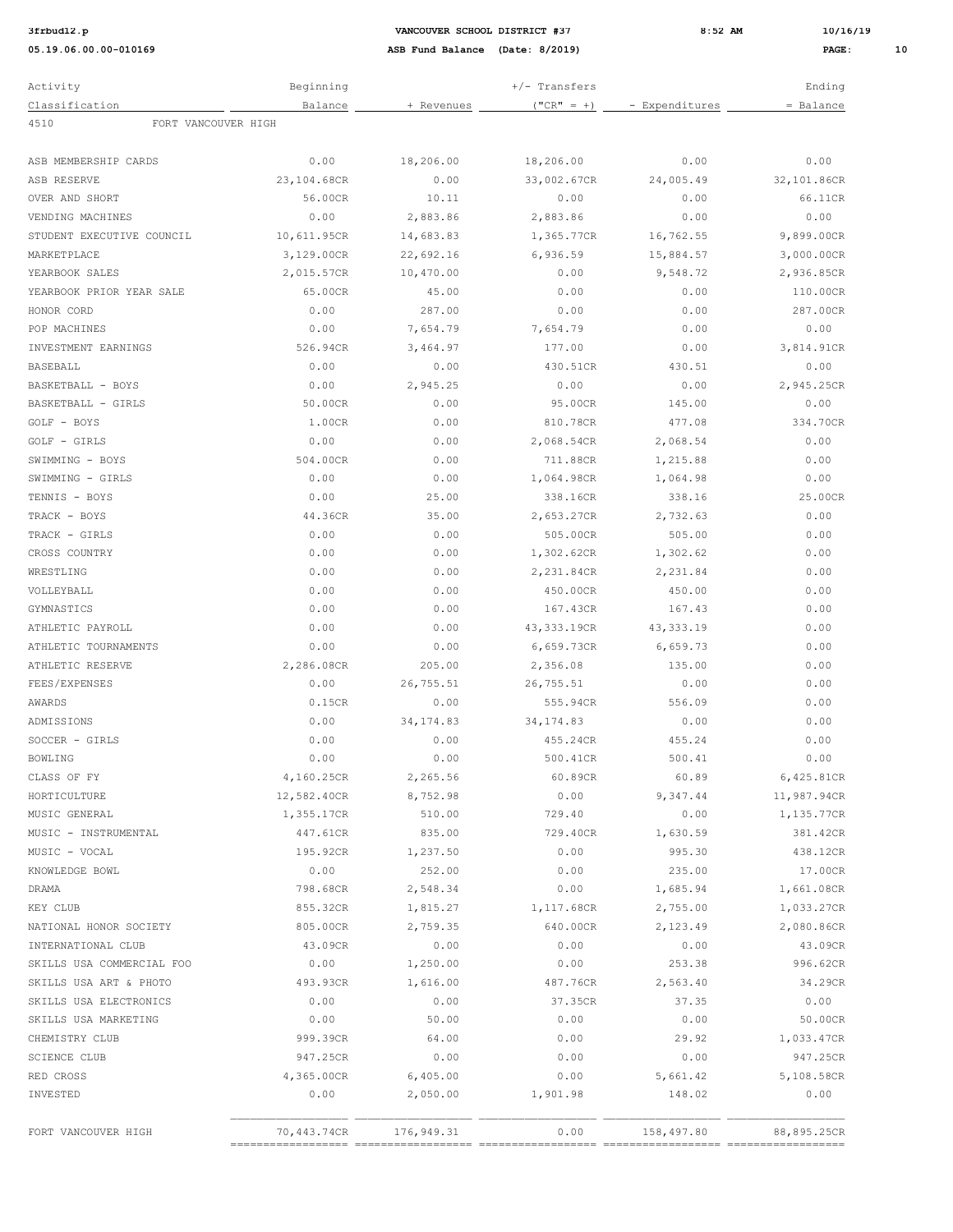**VANCOUVER SCHOOL DISTRICT #37**

**ASB Fund Balance (Date: 8/2019)**

| Activity Classification | Beginning Balance | + Revenues | +/- Transfers ("CR" = +) | - Expenditures | Ending = Balance |
|---|---|---|---|---|---|
| 4510 FORT VANCOUVER HIGH | | | | | |
| ASB MEMBERSHIP CARDS | 0.00 | 18,206.00 | 18,206.00 | 0.00 | 0.00 |
| ASB RESERVE | 23,104.68CR | 0.00 | 33,002.67CR | 24,005.49 | 32,101.86CR |
| OVER AND SHORT | 56.00CR | 10.11 | 0.00 | 0.00 | 66.11CR |
| VENDING MACHINES | 0.00 | 2,883.86 | 2,883.86 | 0.00 | 0.00 |
| STUDENT EXECUTIVE COUNCIL | 10,611.95CR | 14,683.83 | 1,365.77CR | 16,762.55 | 9,899.00CR |
| MARKETPLACE | 3,129.00CR | 22,692.16 | 6,936.59 | 15,884.57 | 3,000.00CR |
| YEARBOOK SALES | 2,015.57CR | 10,470.00 | 0.00 | 9,548.72 | 2,936.85CR |
| YEARBOOK PRIOR YEAR SALE | 65.00CR | 45.00 | 0.00 | 0.00 | 110.00CR |
| HONOR CORD | 0.00 | 287.00 | 0.00 | 0.00 | 287.00CR |
| POP MACHINES | 0.00 | 7,654.79 | 7,654.79 | 0.00 | 0.00 |
| INVESTMENT EARNINGS | 526.94CR | 3,464.97 | 177.00 | 0.00 | 3,814.91CR |
| BASEBALL | 0.00 | 0.00 | 430.51CR | 430.51 | 0.00 |
| BASKETBALL - BOYS | 0.00 | 2,945.25 | 0.00 | 0.00 | 2,945.25CR |
| BASKETBALL - GIRLS | 50.00CR | 0.00 | 95.00CR | 145.00 | 0.00 |
| GOLF - BOYS | 1.00CR | 0.00 | 810.78CR | 477.08 | 334.70CR |
| GOLF - GIRLS | 0.00 | 0.00 | 2,068.54CR | 2,068.54 | 0.00 |
| SWIMMING - BOYS | 504.00CR | 0.00 | 711.88CR | 1,215.88 | 0.00 |
| SWIMMING - GIRLS | 0.00 | 0.00 | 1,064.98CR | 1,064.98 | 0.00 |
| TENNIS - BOYS | 0.00 | 25.00 | 338.16CR | 338.16 | 25.00CR |
| TRACK - BOYS | 44.36CR | 35.00 | 2,653.27CR | 2,732.63 | 0.00 |
| TRACK - GIRLS | 0.00 | 0.00 | 505.00CR | 505.00 | 0.00 |
| CROSS COUNTRY | 0.00 | 0.00 | 1,302.62CR | 1,302.62 | 0.00 |
| WRESTLING | 0.00 | 0.00 | 2,231.84CR | 2,231.84 | 0.00 |
| VOLLEYBALL | 0.00 | 0.00 | 450.00CR | 450.00 | 0.00 |
| GYMNASTICS | 0.00 | 0.00 | 167.43CR | 167.43 | 0.00 |
| ATHLETIC PAYROLL | 0.00 | 0.00 | 43,333.19CR | 43,333.19 | 0.00 |
| ATHLETIC TOURNAMENTS | 0.00 | 0.00 | 6,659.73CR | 6,659.73 | 0.00 |
| ATHLETIC RESERVE | 2,286.08CR | 205.00 | 2,356.08 | 135.00 | 0.00 |
| FEES/EXPENSES | 0.00 | 26,755.51 | 26,755.51 | 0.00 | 0.00 |
| AWARDS | 0.15CR | 0.00 | 555.94CR | 556.09 | 0.00 |
| ADMISSIONS | 0.00 | 34,174.83 | 34,174.83 | 0.00 | 0.00 |
| SOCCER - GIRLS | 0.00 | 0.00 | 455.24CR | 455.24 | 0.00 |
| BOWLING | 0.00 | 0.00 | 500.41CR | 500.41 | 0.00 |
| CLASS OF FY | 4,160.25CR | 2,265.56 | 60.89CR | 60.89 | 6,425.81CR |
| HORTICULTURE | 12,582.40CR | 8,752.98 | 0.00 | 9,347.44 | 11,987.94CR |
| MUSIC GENERAL | 1,355.17CR | 510.00 | 729.40 | 0.00 | 1,135.77CR |
| MUSIC - INSTRUMENTAL | 447.61CR | 835.00 | 729.40CR | 1,630.59 | 381.42CR |
| MUSIC - VOCAL | 195.92CR | 1,237.50 | 0.00 | 995.30 | 438.12CR |
| KNOWLEDGE BOWL | 0.00 | 252.00 | 0.00 | 235.00 | 17.00CR |
| DRAMA | 798.68CR | 2,548.34 | 0.00 | 1,685.94 | 1,661.08CR |
| KEY CLUB | 855.32CR | 1,815.27 | 1,117.68CR | 2,755.00 | 1,033.27CR |
| NATIONAL HONOR SOCIETY | 805.00CR | 2,759.35 | 640.00CR | 2,123.49 | 2,080.86CR |
| INTERNATIONAL CLUB | 43.09CR | 0.00 | 0.00 | 0.00 | 43.09CR |
| SKILLS USA COMMERCIAL FOO | 0.00 | 1,250.00 | 0.00 | 253.38 | 996.62CR |
| SKILLS USA ART & PHOTO | 493.93CR | 1,616.00 | 487.76CR | 2,563.40 | 34.29CR |
| SKILLS USA ELECTRONICS | 0.00 | 0.00 | 37.35CR | 37.35 | 0.00 |
| SKILLS USA MARKETING | 0.00 | 50.00 | 0.00 | 0.00 | 50.00CR |
| CHEMISTRY CLUB | 999.39CR | 64.00 | 0.00 | 29.92 | 1,033.47CR |
| SCIENCE CLUB | 947.25CR | 0.00 | 0.00 | 0.00 | 947.25CR |
| RED CROSS | 4,365.00CR | 6,405.00 | 0.00 | 5,661.42 | 5,108.58CR |
| INVESTED | 0.00 | 2,050.00 | 1,901.98 | 148.02 | 0.00 |
| FORT VANCOUVER HIGH | 70,443.74CR | 176,949.31 | 0.00 | 158,497.80 | 88,895.25CR |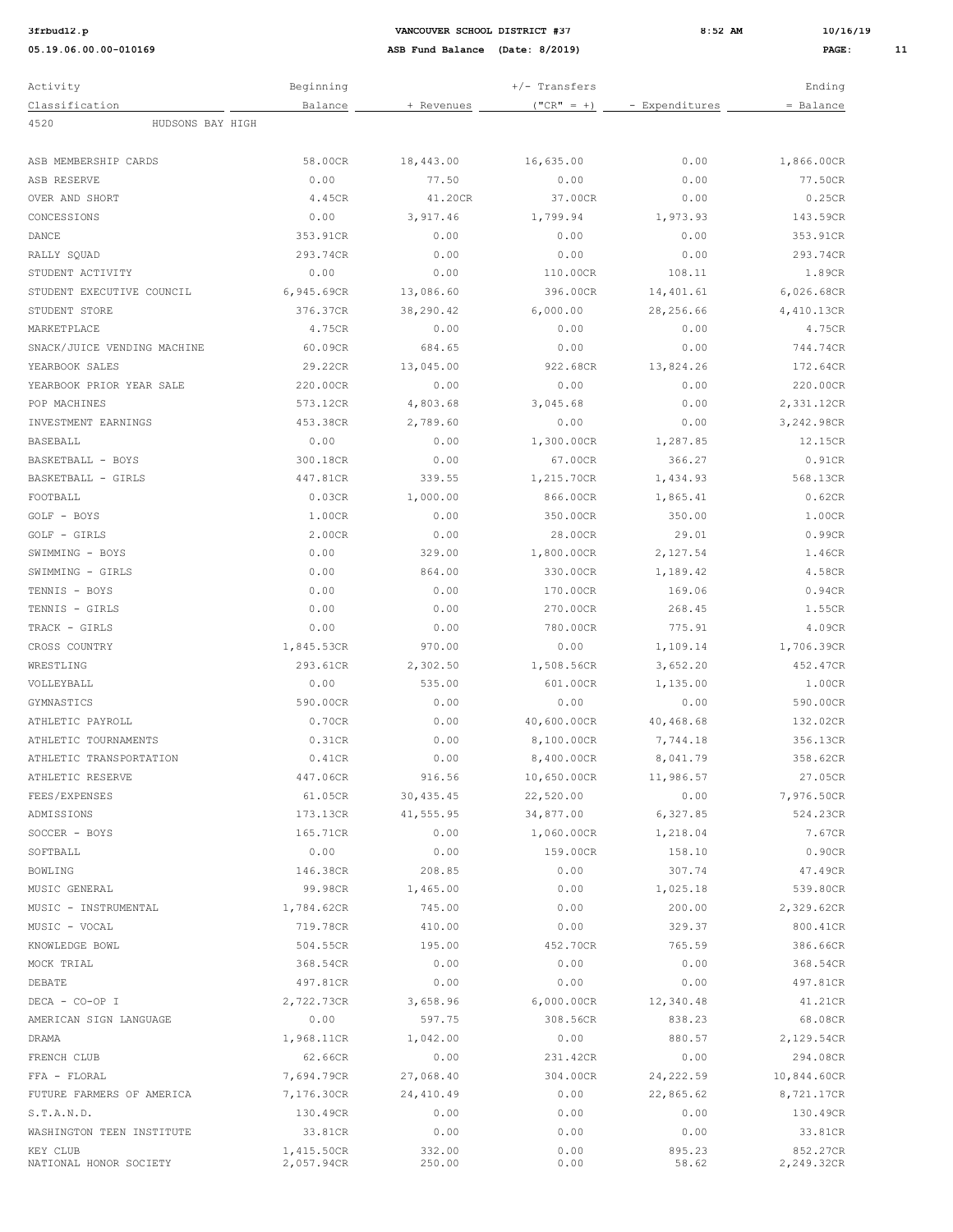3frbud12.p VANCOUVER SCHOOL DISTRICT #37 8:52 AM 10/16/19

05.19.06.00-010169 ASB Fund Balance (Date: 8/2019)

| Activity Classification | Beginning Balance | + Revenues | +/- Transfers ("CR" = +) | - Expenditures | Ending = Balance |
|---|---|---|---|---|---|
| 4520 HUDSONS BAY HIGH | | | | | |
| ASB MEMBERSHIP CARDS | 58.00CR | 18,443.00 | 16,635.00 | 0.00 | 1,866.00CR |
| ASB RESERVE | 0.00 | 77.50 | 0.00 | 0.00 | 77.50CR |
| OVER AND SHORT | 4.45CR | 41.20CR | 37.00CR | 0.00 | 0.25CR |
| CONCESSIONS | 0.00 | 3,917.46 | 1,799.94 | 1,973.93 | 143.59CR |
| DANCE | 353.91CR | 0.00 | 0.00 | 0.00 | 353.91CR |
| RALLY SQUAD | 293.74CR | 0.00 | 0.00 | 0.00 | 293.74CR |
| STUDENT ACTIVITY | 0.00 | 0.00 | 110.00CR | 108.11 | 1.89CR |
| STUDENT EXECUTIVE COUNCIL | 6,945.69CR | 13,086.60 | 396.00CR | 14,401.61 | 6,026.68CR |
| STUDENT STORE | 376.37CR | 38,290.42 | 6,000.00 | 28,256.66 | 4,410.13CR |
| MARKETPLACE | 4.75CR | 0.00 | 0.00 | 0.00 | 4.75CR |
| SNACK/JUICE VENDING MACHINE | 60.09CR | 684.65 | 0.00 | 0.00 | 744.74CR |
| YEARBOOK SALES | 29.22CR | 13,045.00 | 922.68CR | 13,824.26 | 172.64CR |
| YEARBOOK PRIOR YEAR SALE | 220.00CR | 0.00 | 0.00 | 0.00 | 220.00CR |
| POP MACHINES | 573.12CR | 4,803.68 | 3,045.68 | 0.00 | 2,331.12CR |
| INVESTMENT EARNINGS | 453.38CR | 2,789.60 | 0.00 | 0.00 | 3,242.98CR |
| BASEBALL | 0.00 | 0.00 | 1,300.00CR | 1,287.85 | 12.15CR |
| BASKETBALL - BOYS | 300.18CR | 0.00 | 67.00CR | 366.27 | 0.91CR |
| BASKETBALL - GIRLS | 447.81CR | 339.55 | 1,215.70CR | 1,434.93 | 568.13CR |
| FOOTBALL | 0.03CR | 1,000.00 | 866.00CR | 1,865.41 | 0.62CR |
| GOLF - BOYS | 1.00CR | 0.00 | 350.00CR | 350.00 | 1.00CR |
| GOLF - GIRLS | 2.00CR | 0.00 | 28.00CR | 29.01 | 0.99CR |
| SWIMMING - BOYS | 0.00 | 329.00 | 1,800.00CR | 2,127.54 | 1.46CR |
| SWIMMING - GIRLS | 0.00 | 864.00 | 330.00CR | 1,189.42 | 4.58CR |
| TENNIS - BOYS | 0.00 | 0.00 | 170.00CR | 169.06 | 0.94CR |
| TENNIS - GIRLS | 0.00 | 0.00 | 270.00CR | 268.45 | 1.55CR |
| TRACK - GIRLS | 0.00 | 0.00 | 780.00CR | 775.91 | 4.09CR |
| CROSS COUNTRY | 1,845.53CR | 970.00 | 0.00 | 1,109.14 | 1,706.39CR |
| WRESTLING | 293.61CR | 2,302.50 | 1,508.56CR | 3,652.20 | 452.47CR |
| VOLLEYBALL | 0.00 | 535.00 | 601.00CR | 1,135.00 | 1.00CR |
| GYMNASTICS | 590.00CR | 0.00 | 0.00 | 0.00 | 590.00CR |
| ATHLETIC PAYROLL | 0.70CR | 0.00 | 40,600.00CR | 40,468.68 | 132.02CR |
| ATHLETIC TOURNAMENTS | 0.31CR | 0.00 | 8,100.00CR | 7,744.18 | 356.13CR |
| ATHLETIC TRANSPORTATION | 0.41CR | 0.00 | 8,400.00CR | 8,041.79 | 358.62CR |
| ATHLETIC RESERVE | 447.06CR | 916.56 | 10,650.00CR | 11,986.57 | 27.05CR |
| FEES/EXPENSES | 61.05CR | 30,435.45 | 22,520.00 | 0.00 | 7,976.50CR |
| ADMISSIONS | 173.13CR | 41,555.95 | 34,877.00 | 6,327.85 | 524.23CR |
| SOCCER - BOYS | 165.71CR | 0.00 | 1,060.00CR | 1,218.04 | 7.67CR |
| SOFTBALL | 0.00 | 0.00 | 159.00CR | 158.10 | 0.90CR |
| BOWLING | 146.38CR | 208.85 | 0.00 | 307.74 | 47.49CR |
| MUSIC GENERAL | 99.98CR | 1,465.00 | 0.00 | 1,025.18 | 539.80CR |
| MUSIC - INSTRUMENTAL | 1,784.62CR | 745.00 | 0.00 | 200.00 | 2,329.62CR |
| MUSIC - VOCAL | 719.78CR | 410.00 | 0.00 | 329.37 | 800.41CR |
| KNOWLEDGE BOWL | 504.55CR | 195.00 | 452.70CR | 765.59 | 386.66CR |
| MOCK TRIAL | 368.54CR | 0.00 | 0.00 | 0.00 | 368.54CR |
| DEBATE | 497.81CR | 0.00 | 0.00 | 0.00 | 497.81CR |
| DECA - CO-OP I | 2,722.73CR | 3,658.96 | 6,000.00CR | 12,340.48 | 41.21CR |
| AMERICAN SIGN LANGUAGE | 0.00 | 597.75 | 308.56CR | 838.23 | 68.08CR |
| DRAMA | 1,968.11CR | 1,042.00 | 0.00 | 880.57 | 2,129.54CR |
| FRENCH CLUB | 62.66CR | 0.00 | 231.42CR | 0.00 | 294.08CR |
| FFA - FLORAL | 7,694.79CR | 27,068.40 | 304.00CR | 24,222.59 | 10,844.60CR |
| FUTURE FARMERS OF AMERICA | 7,176.30CR | 24,410.49 | 0.00 | 22,865.62 | 8,721.17CR |
| S.T.A.N.D. | 130.49CR | 0.00 | 0.00 | 0.00 | 130.49CR |
| WASHINGTON TEEN INSTITUTE | 33.81CR | 0.00 | 0.00 | 0.00 | 33.81CR |
| KEY CLUB | 1,415.50CR | 332.00 | 0.00 | 895.23 | 852.27CR |
| NATIONAL HONOR SOCIETY | 2,057.94CR | 250.00 | 0.00 | 58.62 | 2,249.32CR |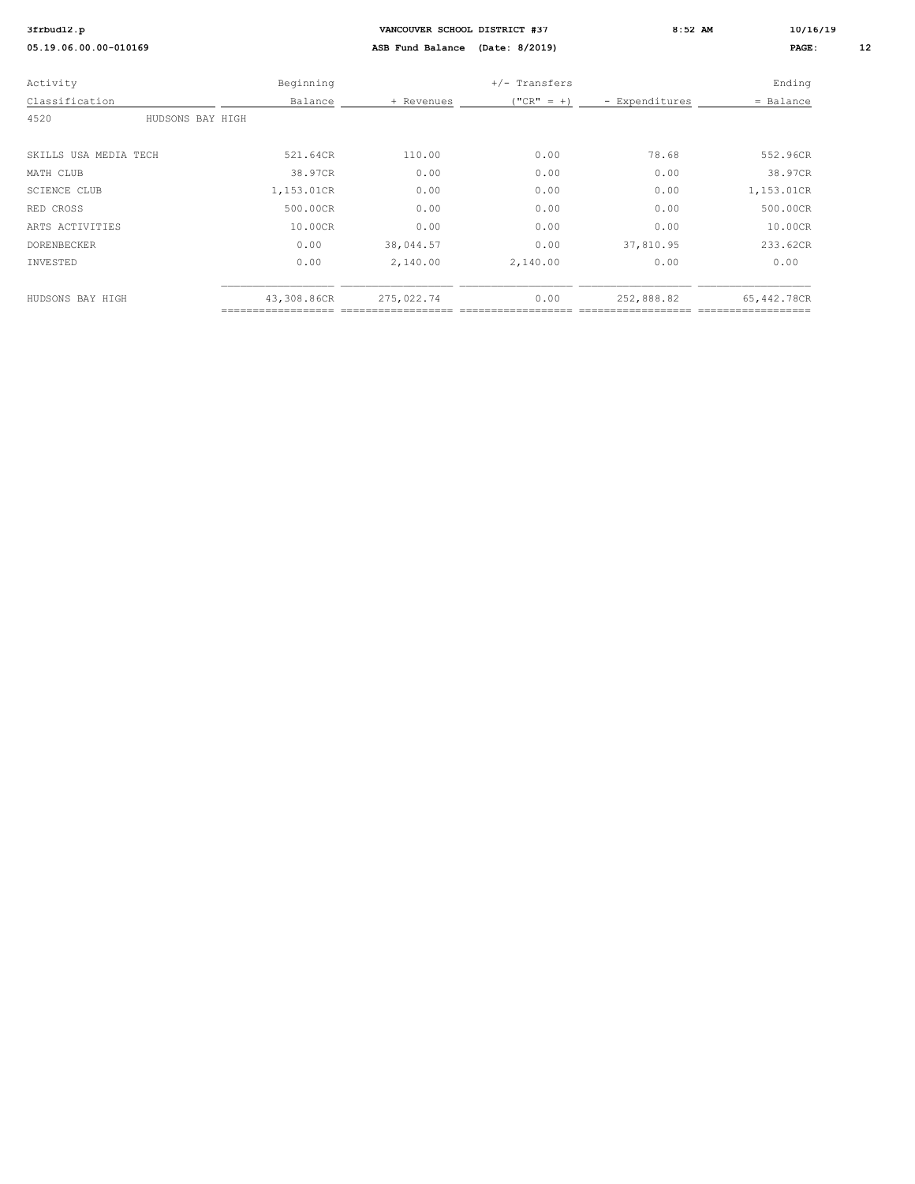| Activity Classification | Beginning Balance | + Revenues | +/- Transfers ("CR" = +) | - Expenditures | Ending = Balance |
|---|---|---|---|---|---|
| 4520 HUDSONS BAY HIGH | | | | | |
| SKILLS USA MEDIA TECH | 521.64CR | 110.00 | 0.00 | 78.68 | 552.96CR |
| MATH CLUB | 38.97CR | 0.00 | 0.00 | 0.00 | 38.97CR |
| SCIENCE CLUB | 1,153.01CR | 0.00 | 0.00 | 0.00 | 1,153.01CR |
| RED CROSS | 500.00CR | 0.00 | 0.00 | 0.00 | 500.00CR |
| ARTS ACTIVITIES | 10.00CR | 0.00 | 0.00 | 0.00 | 10.00CR |
| DORENBECKER | 0.00 | 38,044.57 | 0.00 | 37,810.95 | 233.62CR |
| INVESTED | 0.00 | 2,140.00 | 2,140.00 | 0.00 | 0.00 |
| HUDSONS BAY HIGH | 43,308.86CR | 275,022.74 | 0.00 | 252,888.82 | 65,442.78CR |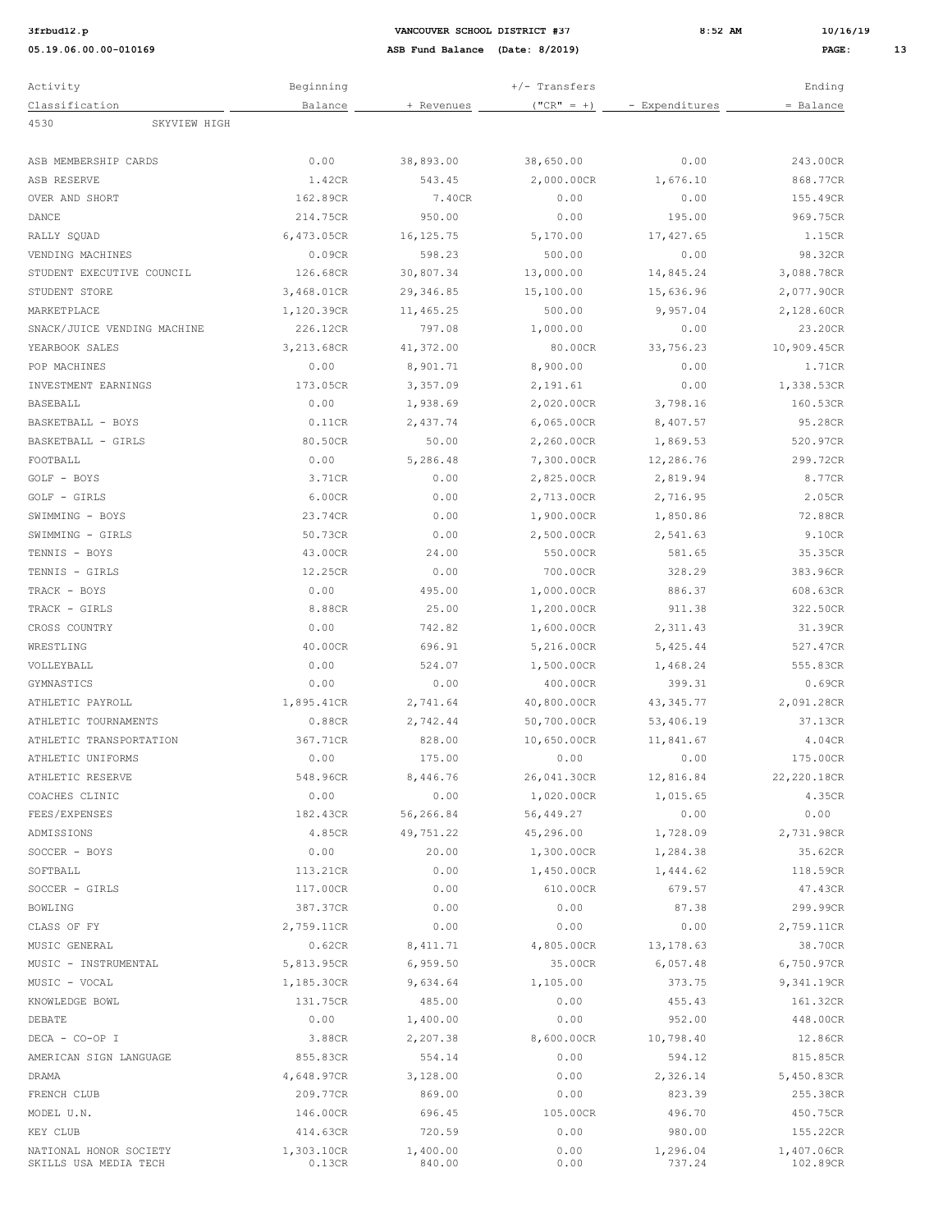3frbud12.p VANCOUVER SCHOOL DISTRICT #37 8:52 AM 10/16/19

05.19.06.00.00-010169 ASB Fund Balance (Date: 8/2019)

| Activity Classification | Beginning Balance | + Revenues | +/- Transfers ("CR" = +) | - Expenditures | Ending = Balance |
|---|---|---|---|---|---|
| 4530 SKYVIEW HIGH | | | | | |
| ASB MEMBERSHIP CARDS | 0.00 | 38,893.00 | 38,650.00 | 0.00 | 243.00CR |
| ASB RESERVE | 1.42CR | 543.45 | 2,000.00CR | 1,676.10 | 868.77CR |
| OVER AND SHORT | 162.89CR | 7.40CR | 0.00 | 0.00 | 155.49CR |
| DANCE | 214.75CR | 950.00 | 0.00 | 195.00 | 969.75CR |
| RALLY SQUAD | 6,473.05CR | 16,125.75 | 5,170.00 | 17,427.65 | 1.15CR |
| VENDING MACHINES | 0.09CR | 598.23 | 500.00 | 0.00 | 98.32CR |
| STUDENT EXECUTIVE COUNCIL | 126.68CR | 30,807.34 | 13,000.00 | 14,845.24 | 3,088.78CR |
| STUDENT STORE | 3,468.01CR | 29,346.85 | 15,100.00 | 15,636.96 | 2,077.90CR |
| MARKETPLACE | 1,120.39CR | 11,465.25 | 500.00 | 9,957.04 | 2,128.60CR |
| SNACK/JUICE VENDING MACHINE | 226.12CR | 797.08 | 1,000.00 | 0.00 | 23.20CR |
| YEARBOOK SALES | 3,213.68CR | 41,372.00 | 80.00CR | 33,756.23 | 10,909.45CR |
| POP MACHINES | 0.00 | 8,901.71 | 8,900.00 | 0.00 | 1.71CR |
| INVESTMENT EARNINGS | 173.05CR | 3,357.09 | 2,191.61 | 0.00 | 1,338.53CR |
| BASEBALL | 0.00 | 1,938.69 | 2,020.00CR | 3,798.16 | 160.53CR |
| BASKETBALL - BOYS | 0.11CR | 2,437.74 | 6,065.00CR | 8,407.57 | 95.28CR |
| BASKETBALL - GIRLS | 80.50CR | 50.00 | 2,260.00CR | 1,869.53 | 520.97CR |
| FOOTBALL | 0.00 | 5,286.48 | 7,300.00CR | 12,286.76 | 299.72CR |
| GOLF - BOYS | 3.71CR | 0.00 | 2,825.00CR | 2,819.94 | 8.77CR |
| GOLF - GIRLS | 6.00CR | 0.00 | 2,713.00CR | 2,716.95 | 2.05CR |
| SWIMMING - BOYS | 23.74CR | 0.00 | 1,900.00CR | 1,850.86 | 72.88CR |
| SWIMMING - GIRLS | 50.73CR | 0.00 | 2,500.00CR | 2,541.63 | 9.10CR |
| TENNIS - BOYS | 43.00CR | 24.00 | 550.00CR | 581.65 | 35.35CR |
| TENNIS - GIRLS | 12.25CR | 0.00 | 700.00CR | 328.29 | 383.96CR |
| TRACK - BOYS | 0.00 | 495.00 | 1,000.00CR | 886.37 | 608.63CR |
| TRACK - GIRLS | 8.88CR | 25.00 | 1,200.00CR | 911.38 | 322.50CR |
| CROSS COUNTRY | 0.00 | 742.82 | 1,600.00CR | 2,311.43 | 31.39CR |
| WRESTLING | 40.00CR | 696.91 | 5,216.00CR | 5,425.44 | 527.47CR |
| VOLLEYBALL | 0.00 | 524.07 | 1,500.00CR | 1,468.24 | 555.83CR |
| GYMNASTICS | 0.00 | 0.00 | 400.00CR | 399.31 | 0.69CR |
| ATHLETIC PAYROLL | 1,895.41CR | 2,741.64 | 40,800.00CR | 43,345.77 | 2,091.28CR |
| ATHLETIC TOURNAMENTS | 0.88CR | 2,742.44 | 50,700.00CR | 53,406.19 | 37.13CR |
| ATHLETIC TRANSPORTATION | 367.71CR | 828.00 | 10,650.00CR | 11,841.67 | 4.04CR |
| ATHLETIC UNIFORMS | 0.00 | 175.00 | 0.00 | 0.00 | 175.00CR |
| ATHLETIC RESERVE | 548.96CR | 8,446.76 | 26,041.30CR | 12,816.84 | 22,220.18CR |
| COACHES CLINIC | 0.00 | 0.00 | 1,020.00CR | 1,015.65 | 4.35CR |
| FEES/EXPENSES | 182.43CR | 56,266.84 | 56,449.27 | 0.00 | 0.00 |
| ADMISSIONS | 4.85CR | 49,751.22 | 45,296.00 | 1,728.09 | 2,731.98CR |
| SOCCER - BOYS | 0.00 | 20.00 | 1,300.00CR | 1,284.38 | 35.62CR |
| SOFTBALL | 113.21CR | 0.00 | 1,450.00CR | 1,444.62 | 118.59CR |
| SOCCER - GIRLS | 117.00CR | 0.00 | 610.00CR | 679.57 | 47.43CR |
| BOWLING | 387.37CR | 0.00 | 0.00 | 87.38 | 299.99CR |
| CLASS OF FY | 2,759.11CR | 0.00 | 0.00 | 0.00 | 2,759.11CR |
| MUSIC GENERAL | 0.62CR | 8,411.71 | 4,805.00CR | 13,178.63 | 38.70CR |
| MUSIC - INSTRUMENTAL | 5,813.95CR | 6,959.50 | 35.00CR | 6,057.48 | 6,750.97CR |
| MUSIC - VOCAL | 1,185.30CR | 9,634.64 | 1,105.00 | 373.75 | 9,341.19CR |
| KNOWLEDGE BOWL | 131.75CR | 485.00 | 0.00 | 455.43 | 161.32CR |
| DEBATE | 0.00 | 1,400.00 | 0.00 | 952.00 | 448.00CR |
| DECA - CO-OP I | 3.88CR | 2,207.38 | 8,600.00CR | 10,798.40 | 12.86CR |
| AMERICAN SIGN LANGUAGE | 855.83CR | 554.14 | 0.00 | 594.12 | 815.85CR |
| DRAMA | 4,648.97CR | 3,128.00 | 0.00 | 2,326.14 | 5,450.83CR |
| FRENCH CLUB | 209.77CR | 869.00 | 0.00 | 823.39 | 255.38CR |
| MODEL U.N. | 146.00CR | 696.45 | 105.00CR | 496.70 | 450.75CR |
| KEY CLUB | 414.63CR | 720.59 | 0.00 | 980.00 | 155.22CR |
| NATIONAL HONOR SOCIETY | 1,303.10CR | 1,400.00 | 0.00 | 1,296.04 | 1,407.06CR |
| SKILLS USA MEDIA TECH | 0.13CR | 840.00 | 0.00 | 737.24 | 102.89CR |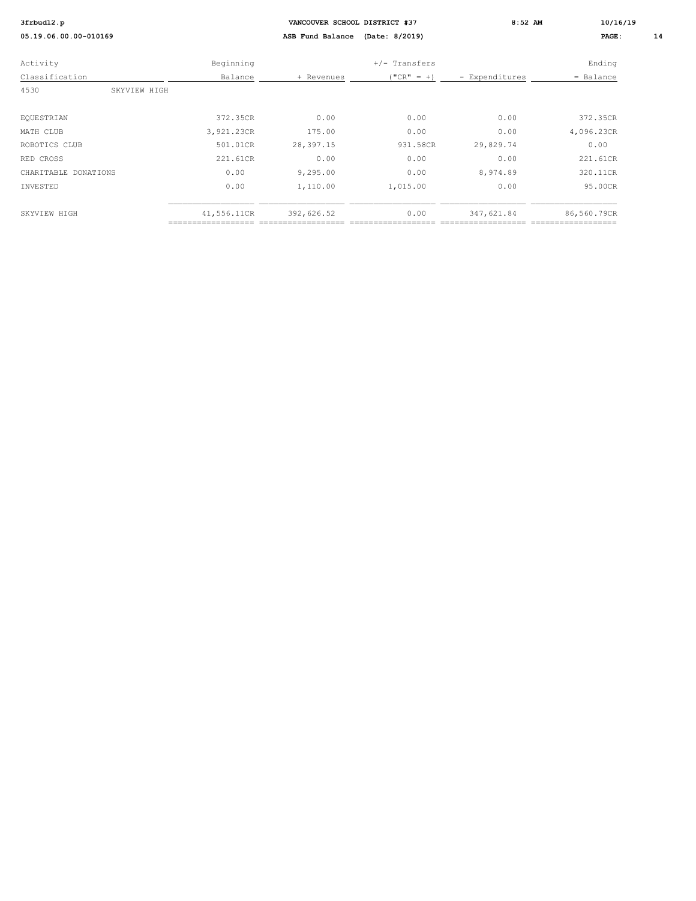| Activity Classification | Beginning Balance | + Revenues | +/- Transfers ("CR" = +) | - Expenditures | Ending = Balance |
|---|---|---|---|---|---|
| 4530 SKYVIEW HIGH | | | | | |
| EQUESTRIAN | 372.35CR | 0.00 | 0.00 | 0.00 | 372.35CR |
| MATH CLUB | 3,921.23CR | 175.00 | 0.00 | 0.00 | 4,096.23CR |
| ROBOTICS CLUB | 501.01CR | 28,397.15 | 931.58CR | 29,829.74 | 0.00 |
| RED CROSS | 221.61CR | 0.00 | 0.00 | 0.00 | 221.61CR |
| CHARITABLE DONATIONS | 0.00 | 9,295.00 | 0.00 | 8,974.89 | 320.11CR |
| INVESTED | 0.00 | 1,110.00 | 1,015.00 | 0.00 | 95.00CR |
| SKYVIEW HIGH | 41,556.11CR | 392,626.52 | 0.00 | 347,621.84 | 86,560.79CR |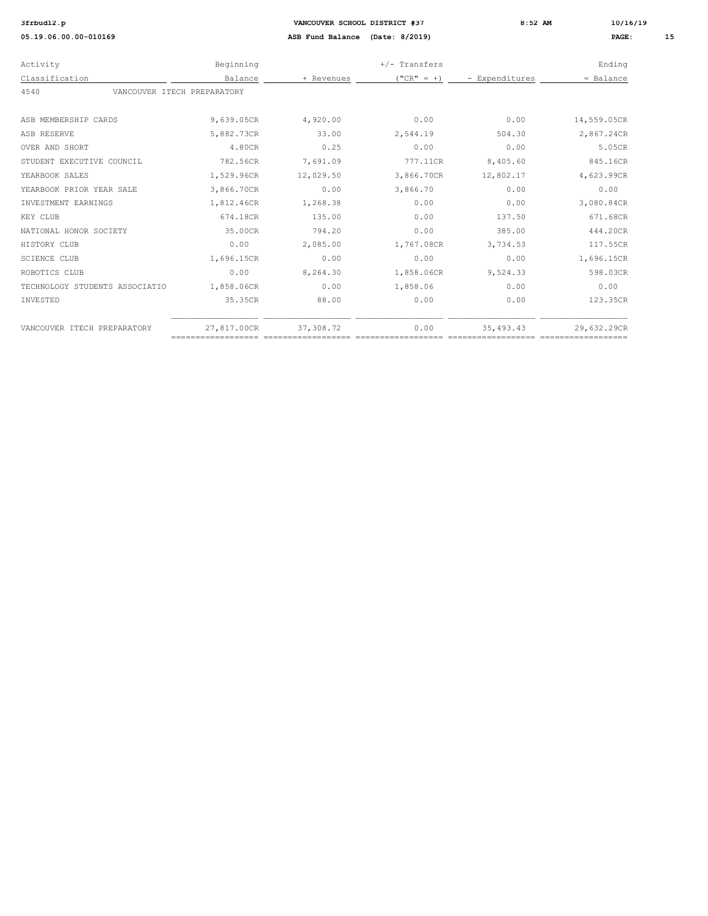| Activity Classification | Beginning Balance | + Revenues | +/- Transfers ("CR" = +) | - Expenditures | Ending = Balance |
|---|---|---|---|---|---|
| 4540 VANCOUVER ITECH PREPARATORY | | | | | |
| ASB MEMBERSHIP CARDS | 9,639.05CR | 4,920.00 | 0.00 | 0.00 | 14,559.05CR |
| ASB RESERVE | 5,882.73CR | 33.00 | 2,544.19 | 504.30 | 2,867.24CR |
| OVER AND SHORT | 4.80CR | 0.25 | 0.00 | 0.00 | 5.05CR |
| STUDENT EXECUTIVE COUNCIL | 782.56CR | 7,691.09 | 777.11CR | 8,405.60 | 845.16CR |
| YEARBOOK SALES | 1,529.96CR | 12,029.50 | 3,866.70CR | 12,802.17 | 4,623.99CR |
| YEARBOOK PRIOR YEAR SALE | 3,866.70CR | 0.00 | 3,866.70 | 0.00 | 0.00 |
| INVESTMENT EARNINGS | 1,812.46CR | 1,268.38 | 0.00 | 0.00 | 3,080.84CR |
| KEY CLUB | 674.18CR | 135.00 | 0.00 | 137.50 | 671.68CR |
| NATIONAL HONOR SOCIETY | 35.00CR | 794.20 | 0.00 | 385.00 | 444.20CR |
| HISTORY CLUB | 0.00 | 2,085.00 | 1,767.08CR | 3,734.53 | 117.55CR |
| SCIENCE CLUB | 1,696.15CR | 0.00 | 0.00 | 0.00 | 1,696.15CR |
| ROBOTICS CLUB | 0.00 | 8,264.30 | 1,858.06CR | 9,524.33 | 598.03CR |
| TECHNOLOGY STUDENTS ASSOCIATIO | 1,858.06CR | 0.00 | 1,858.06 | 0.00 | 0.00 |
| INVESTED | 35.35CR | 88.00 | 0.00 | 0.00 | 123.35CR |
| VANCOUVER ITECH PREPARATORY | 27,817.00CR | 37,308.72 | 0.00 | 35,493.43 | 29,632.29CR |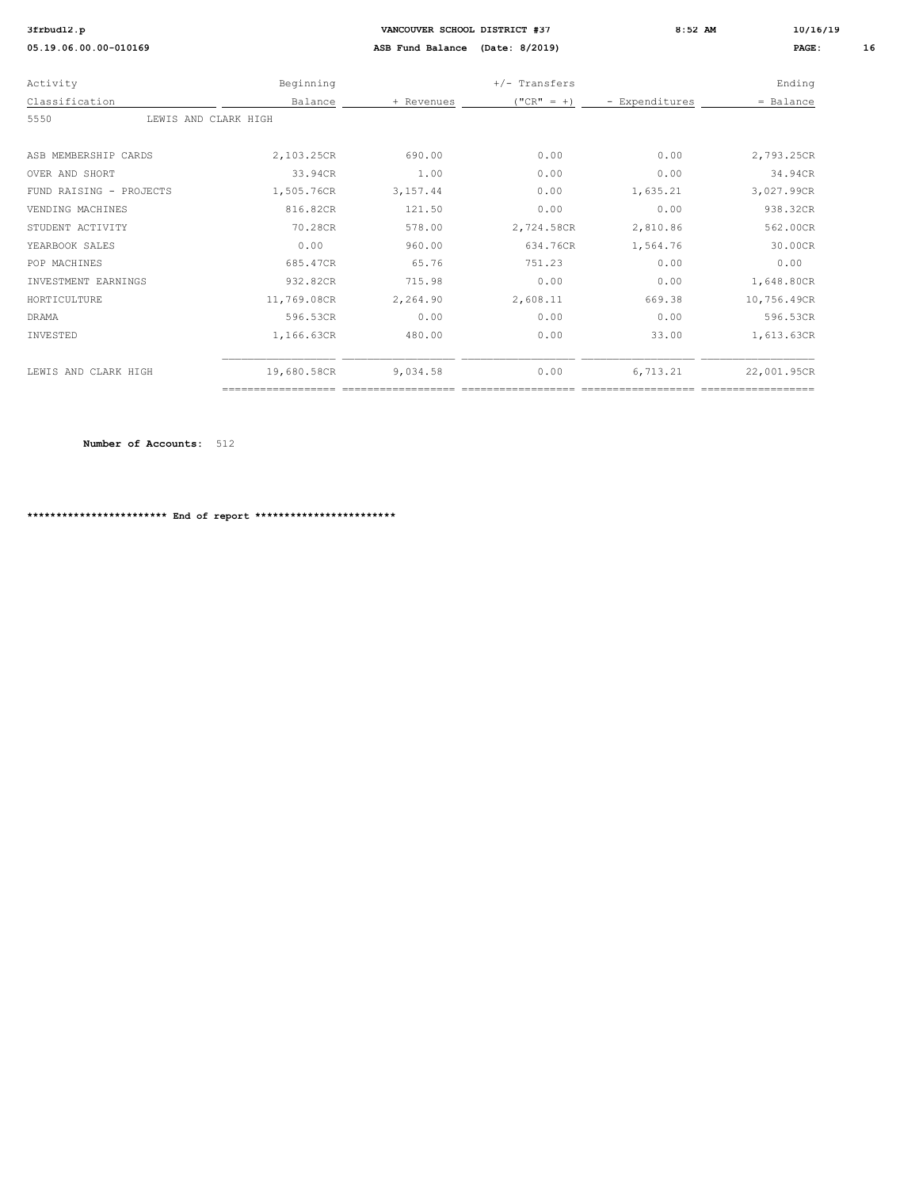| Activity Classification | Beginning Balance | + Revenues | +/- Transfers ("CR" = +) | - Expenditures | Ending = Balance |
|---|---|---|---|---|---|
| 5550 LEWIS AND CLARK HIGH | | | | | |
| ASB MEMBERSHIP CARDS | 2,103.25CR | 690.00 | 0.00 | 0.00 | 2,793.25CR |
| OVER AND SHORT | 33.94CR | 1.00 | 0.00 | 0.00 | 34.94CR |
| FUND RAISING - PROJECTS | 1,505.76CR | 3,157.44 | 0.00 | 1,635.21 | 3,027.99CR |
| VENDING MACHINES | 816.82CR | 121.50 | 0.00 | 0.00 | 938.32CR |
| STUDENT ACTIVITY | 70.28CR | 578.00 | 2,724.58CR | 2,810.86 | 562.00CR |
| YEARBOOK SALES | 0.00 | 960.00 | 634.76CR | 1,564.76 | 30.00CR |
| POP MACHINES | 685.47CR | 65.76 | 751.23 | 0.00 | 0.00 |
| INVESTMENT EARNINGS | 932.82CR | 715.98 | 0.00 | 0.00 | 1,648.80CR |
| HORTICULTURE | 11,769.08CR | 2,264.90 | 2,608.11 | 669.38 | 10,756.49CR |
| DRAMA | 596.53CR | 0.00 | 0.00 | 0.00 | 596.53CR |
| INVESTED | 1,166.63CR | 480.00 | 0.00 | 33.00 | 1,613.63CR |
| LEWIS AND CLARK HIGH | 19,680.58CR | 9,034.58 | 0.00 | 6,713.21 | 22,001.95CR |

**Number of Accounts:** 512

**\*\*\*\*\*\*\*\*\*\*\*\*\*\*\*\*\*\*\*\*\*\*\*\*\* End of report \*\*\*\*\*\*\*\*\*\*\*\*\*\*\*\*\*\*\*\*\*\*\*\*\***